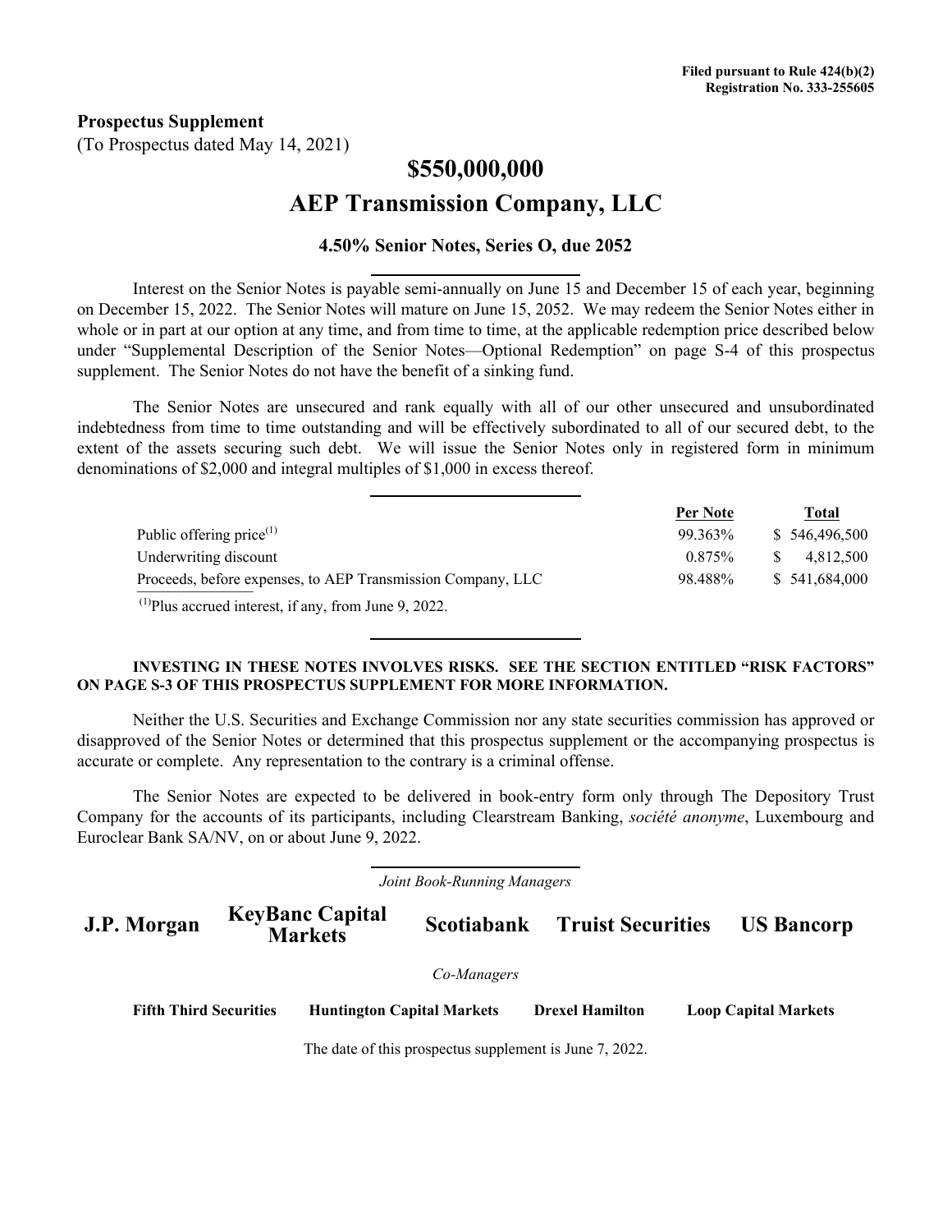Filed pursuant to Rule 424(b)(2)
Registration No. 333-255605

**Prospectus Supplement**
(To Prospectus dated May 14, 2021)

# $550,000,000

# AEP Transmission Company, LLC

### 4.50% Senior Notes, Series O, due 2052

Interest on the Senior Notes is payable semi-annually on June 15 and December 15 of each year, beginning on December 15, 2022. The Senior Notes will mature on June 15, 2052. We may redeem the Senior Notes either in whole or in part at our option at any time, and from time to time, at the applicable redemption price described below under "Supplemental Description of the Senior Notes—Optional Redemption" on page S-4 of this prospectus supplement. The Senior Notes do not have the benefit of a sinking fund.

The Senior Notes are unsecured and rank equally with all of our other unsecured and unsubordinated indebtedness from time to time outstanding and will be effectively subordinated to all of our secured debt, to the extent of the assets securing such debt. We will issue the Senior Notes only in registered form in minimum denominations of $2,000 and integral multiples of $1,000 in excess thereof.

| | Per Note | Total |
|---|---|---|
| Public offering price[1] | 99.363% | $ 546,496,500 |
| Underwriting discount | 0.875% | $ 4,812,500 |
| Proceeds, before expenses, to AEP Transmission Company, LLC | 98.488% | $ 541,684,000 |

[1]Plus accrued interest, if any, from June 9, 2022.

**INVESTING IN THESE NOTES INVOLVES RISKS. SEE THE SECTION ENTITLED "RISK FACTORS" ON PAGE S-3 OF THIS PROSPECTUS SUPPLEMENT FOR MORE INFORMATION.**

Neither the U.S. Securities and Exchange Commission nor any state securities commission has approved or disapproved of the Senior Notes or determined that this prospectus supplement or the accompanying prospectus is accurate or complete. Any representation to the contrary is a criminal offense.

The Senior Notes are expected to be delivered in book-entry form only through The Depository Trust Company for the accounts of its participants, including Clearstream Banking, *société anonyme*, Luxembourg and Euroclear Bank SA/NV, on or about June 9, 2022.

*Joint Book-Running Managers*

**J.P. Morgan** **KeyBanc Capital Markets** **Scotiabank** **Truist Securities** **US Bancorp**

*Co-Managers*

**Fifth Third Securities** **Huntington Capital Markets** **Drexel Hamilton** **Loop Capital Markets**

The date of this prospectus supplement is June 7, 2022.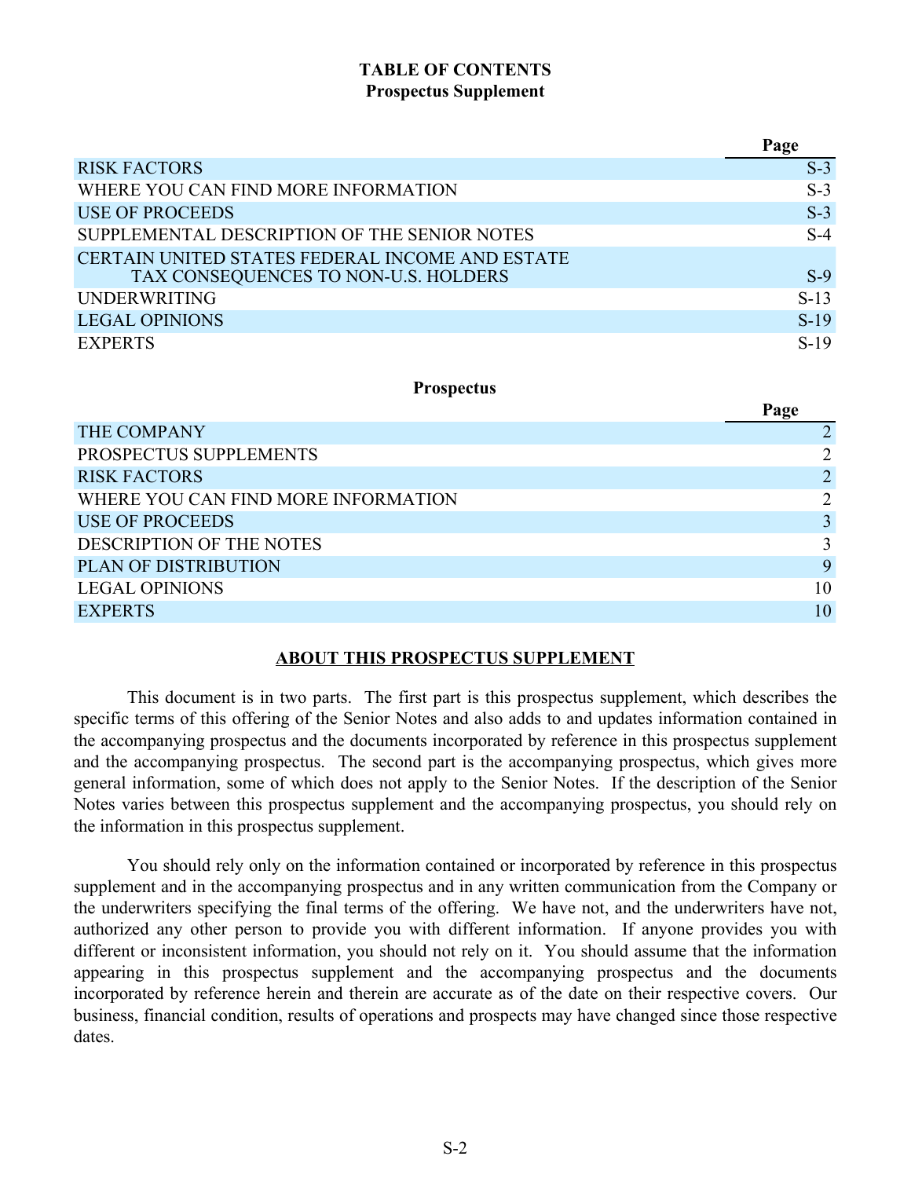# TABLE OF CONTENTS

## Prospectus Supplement

| | Page |
|---|---|
| RISK FACTORS | S-3 |
| WHERE YOU CAN FIND MORE INFORMATION | S-3 |
| USE OF PROCEEDS | S-3 |
| SUPPLEMENTAL DESCRIPTION OF THE SENIOR NOTES | S-4 |
| CERTAIN UNITED STATES FEDERAL INCOME AND ESTATE TAX CONSEQUENCES TO NON-U.S. HOLDERS | S-9 |
| UNDERWRITING | S-13 |
| LEGAL OPINIONS | S-19 |
| EXPERTS | S-19 |

## Prospectus

| | Page |
|---|---|
| THE COMPANY | 2 |
| PROSPECTUS SUPPLEMENTS | 2 |
| RISK FACTORS | 2 |
| WHERE YOU CAN FIND MORE INFORMATION | 2 |
| USE OF PROCEEDS | 3 |
| DESCRIPTION OF THE NOTES | 3 |
| PLAN OF DISTRIBUTION | 9 |
| LEGAL OPINIONS | 10 |
| EXPERTS | 10 |

## ABOUT THIS PROSPECTUS SUPPLEMENT

This document is in two parts. The first part is this prospectus supplement, which describes the specific terms of this offering of the Senior Notes and also adds to and updates information contained in the accompanying prospectus and the documents incorporated by reference in this prospectus supplement and the accompanying prospectus. The second part is the accompanying prospectus, which gives more general information, some of which does not apply to the Senior Notes. If the description of the Senior Notes varies between this prospectus supplement and the accompanying prospectus, you should rely on the information in this prospectus supplement.

You should rely only on the information contained or incorporated by reference in this prospectus supplement and in the accompanying prospectus and in any written communication from the Company or the underwriters specifying the final terms of the offering. We have not, and the underwriters have not, authorized any other person to provide you with different information. If anyone provides you with different or inconsistent information, you should not rely on it. You should assume that the information appearing in this prospectus supplement and the accompanying prospectus and the documents incorporated by reference herein and therein are accurate as of the date on their respective covers. Our business, financial condition, results of operations and prospects may have changed since those respective dates.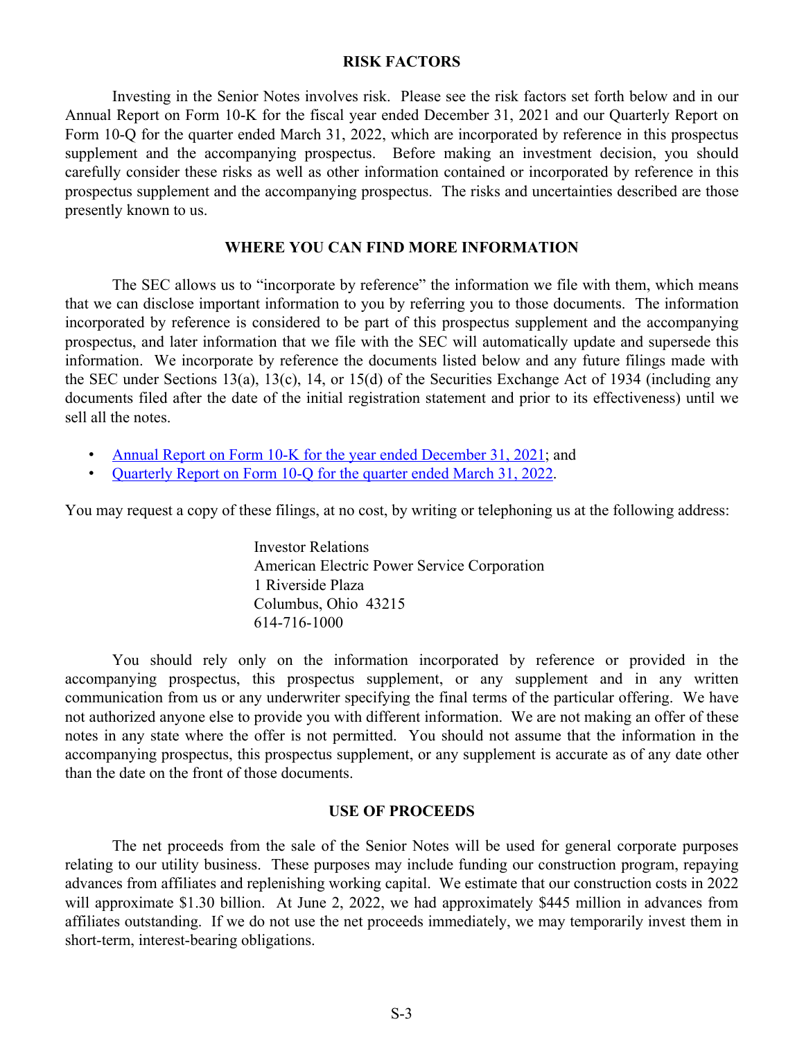## RISK FACTORS

Investing in the Senior Notes involves risk. Please see the risk factors set forth below and in our Annual Report on Form 10-K for the fiscal year ended December 31, 2021 and our Quarterly Report on Form 10-Q for the quarter ended March 31, 2022, which are incorporated by reference in this prospectus supplement and the accompanying prospectus. Before making an investment decision, you should carefully consider these risks as well as other information contained or incorporated by reference in this prospectus supplement and the accompanying prospectus. The risks and uncertainties described are those presently known to us.

## WHERE YOU CAN FIND MORE INFORMATION

The SEC allows us to "incorporate by reference" the information we file with them, which means that we can disclose important information to you by referring you to those documents. The information incorporated by reference is considered to be part of this prospectus supplement and the accompanying prospectus, and later information that we file with the SEC will automatically update and supersede this information. We incorporate by reference the documents listed below and any future filings made with the SEC under Sections 13(a), 13(c), 14, or 15(d) of the Securities Exchange Act of 1934 (including any documents filed after the date of the initial registration statement and prior to its effectiveness) until we sell all the notes.

- Annual Report on Form 10-K for the year ended December 31, 2021; and
- Quarterly Report on Form 10-Q for the quarter ended March 31, 2022.

You may request a copy of these filings, at no cost, by writing or telephoning us at the following address:

Investor Relations
American Electric Power Service Corporation
1 Riverside Plaza
Columbus, Ohio 43215
614-716-1000

You should rely only on the information incorporated by reference or provided in the accompanying prospectus, this prospectus supplement, or any supplement and in any written communication from us or any underwriter specifying the final terms of the particular offering. We have not authorized anyone else to provide you with different information. We are not making an offer of these notes in any state where the offer is not permitted. You should not assume that the information in the accompanying prospectus, this prospectus supplement, or any supplement is accurate as of any date other than the date on the front of those documents.

## USE OF PROCEEDS

The net proceeds from the sale of the Senior Notes will be used for general corporate purposes relating to our utility business. These purposes may include funding our construction program, repaying advances from affiliates and replenishing working capital. We estimate that our construction costs in 2022 will approximate $1.30 billion. At June 2, 2022, we had approximately $445 million in advances from affiliates outstanding. If we do not use the net proceeds immediately, we may temporarily invest them in short-term, interest-bearing obligations.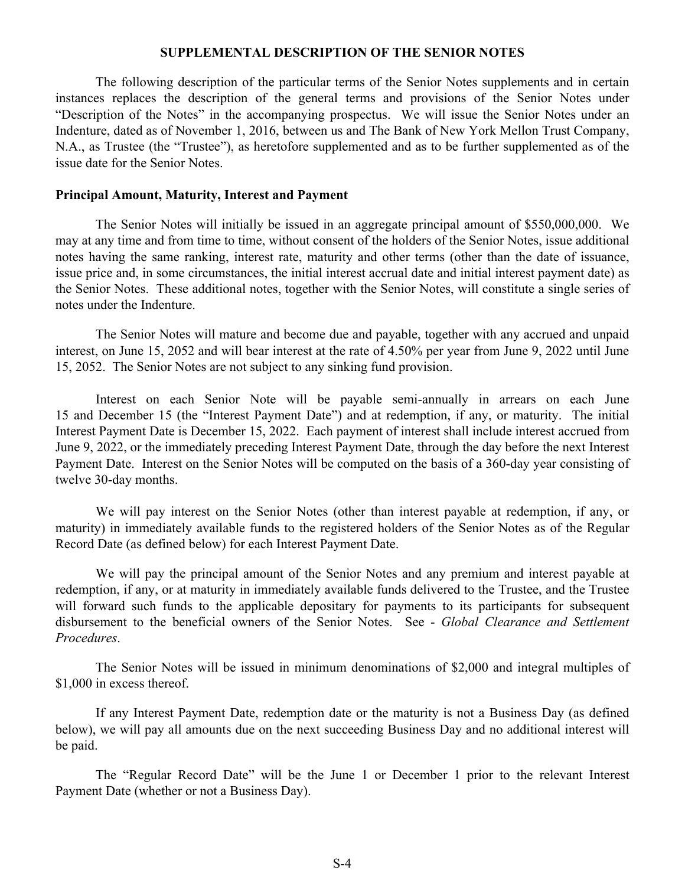## SUPPLEMENTAL DESCRIPTION OF THE SENIOR NOTES

The following description of the particular terms of the Senior Notes supplements and in certain instances replaces the description of the general terms and provisions of the Senior Notes under "Description of the Notes" in the accompanying prospectus. We will issue the Senior Notes under an Indenture, dated as of November 1, 2016, between us and The Bank of New York Mellon Trust Company, N.A., as Trustee (the "Trustee"), as heretofore supplemented and as to be further supplemented as of the issue date for the Senior Notes.

### Principal Amount, Maturity, Interest and Payment

The Senior Notes will initially be issued in an aggregate principal amount of $550,000,000. We may at any time and from time to time, without consent of the holders of the Senior Notes, issue additional notes having the same ranking, interest rate, maturity and other terms (other than the date of issuance, issue price and, in some circumstances, the initial interest accrual date and initial interest payment date) as the Senior Notes. These additional notes, together with the Senior Notes, will constitute a single series of notes under the Indenture.

The Senior Notes will mature and become due and payable, together with any accrued and unpaid interest, on June 15, 2052 and will bear interest at the rate of 4.50% per year from June 9, 2022 until June 15, 2052. The Senior Notes are not subject to any sinking fund provision.

Interest on each Senior Note will be payable semi-annually in arrears on each June 15 and December 15 (the "Interest Payment Date") and at redemption, if any, or maturity. The initial Interest Payment Date is December 15, 2022. Each payment of interest shall include interest accrued from June 9, 2022, or the immediately preceding Interest Payment Date, through the day before the next Interest Payment Date. Interest on the Senior Notes will be computed on the basis of a 360-day year consisting of twelve 30-day months.

We will pay interest on the Senior Notes (other than interest payable at redemption, if any, or maturity) in immediately available funds to the registered holders of the Senior Notes as of the Regular Record Date (as defined below) for each Interest Payment Date.

We will pay the principal amount of the Senior Notes and any premium and interest payable at redemption, if any, or at maturity in immediately available funds delivered to the Trustee, and the Trustee will forward such funds to the applicable depositary for payments to its participants for subsequent disbursement to the beneficial owners of the Senior Notes. See - *Global Clearance and Settlement Procedures*.

The Senior Notes will be issued in minimum denominations of $2,000 and integral multiples of $1,000 in excess thereof.

If any Interest Payment Date, redemption date or the maturity is not a Business Day (as defined below), we will pay all amounts due on the next succeeding Business Day and no additional interest will be paid.

The "Regular Record Date" will be the June 1 or December 1 prior to the relevant Interest Payment Date (whether or not a Business Day).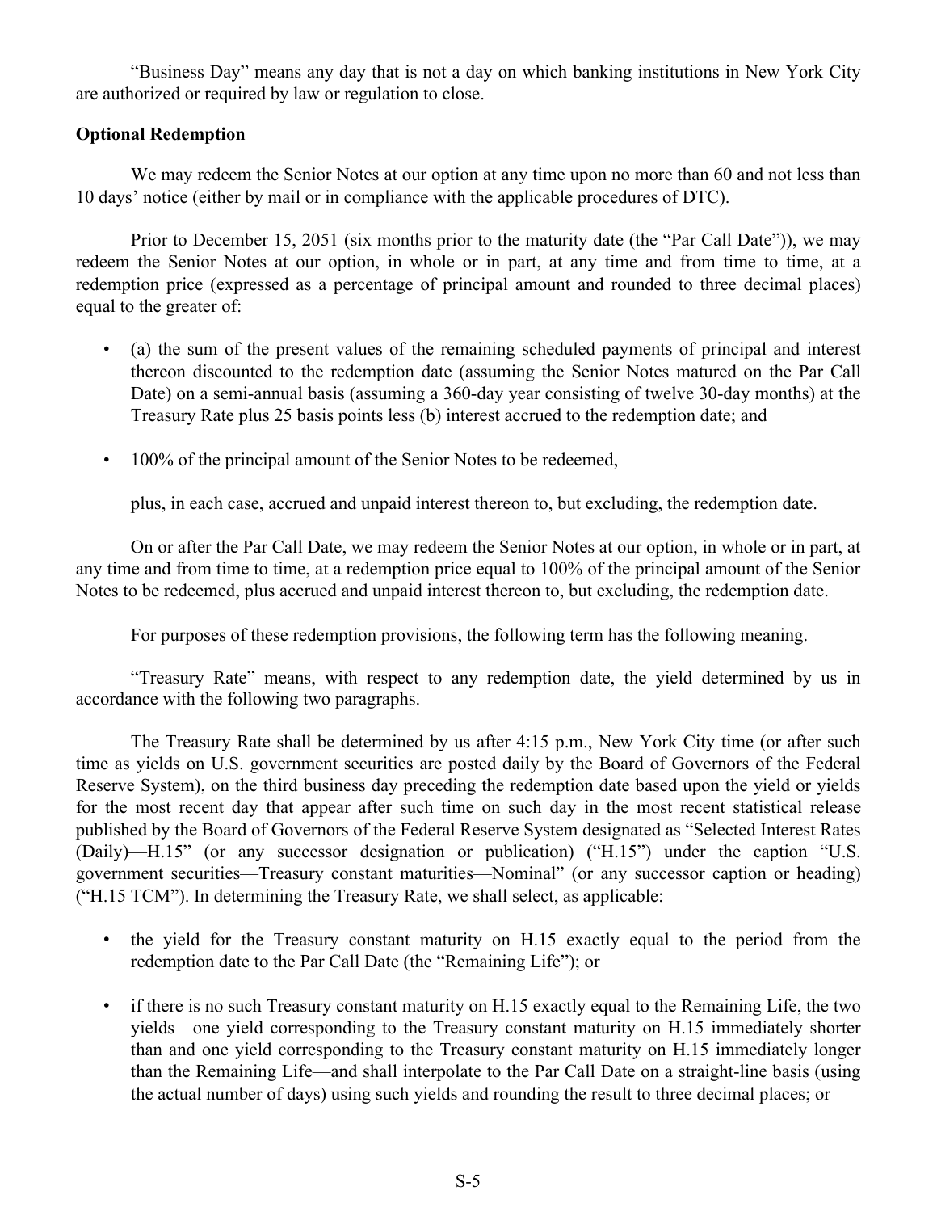"Business Day" means any day that is not a day on which banking institutions in New York City are authorized or required by law or regulation to close.

**Optional Redemption**

We may redeem the Senior Notes at our option at any time upon no more than 60 and not less than 10 days' notice (either by mail or in compliance with the applicable procedures of DTC).

Prior to December 15, 2051 (six months prior to the maturity date (the "Par Call Date")), we may redeem the Senior Notes at our option, in whole or in part, at any time and from time to time, at a redemption price (expressed as a percentage of principal amount and rounded to three decimal places) equal to the greater of:

- (a) the sum of the present values of the remaining scheduled payments of principal and interest thereon discounted to the redemption date (assuming the Senior Notes matured on the Par Call Date) on a semi-annual basis (assuming a 360-day year consisting of twelve 30-day months) at the Treasury Rate plus 25 basis points less (b) interest accrued to the redemption date; and

- 100% of the principal amount of the Senior Notes to be redeemed,

plus, in each case, accrued and unpaid interest thereon to, but excluding, the redemption date.

On or after the Par Call Date, we may redeem the Senior Notes at our option, in whole or in part, at any time and from time to time, at a redemption price equal to 100% of the principal amount of the Senior Notes to be redeemed, plus accrued and unpaid interest thereon to, but excluding, the redemption date.

For purposes of these redemption provisions, the following term has the following meaning.

"Treasury Rate" means, with respect to any redemption date, the yield determined by us in accordance with the following two paragraphs.

The Treasury Rate shall be determined by us after 4:15 p.m., New York City time (or after such time as yields on U.S. government securities are posted daily by the Board of Governors of the Federal Reserve System), on the third business day preceding the redemption date based upon the yield or yields for the most recent day that appear after such time on such day in the most recent statistical release published by the Board of Governors of the Federal Reserve System designated as "Selected Interest Rates (Daily)—H.15" (or any successor designation or publication) ("H.15") under the caption "U.S. government securities—Treasury constant maturities—Nominal" (or any successor caption or heading) ("H.15 TCM"). In determining the Treasury Rate, we shall select, as applicable:

- the yield for the Treasury constant maturity on H.15 exactly equal to the period from the redemption date to the Par Call Date (the "Remaining Life"); or

- if there is no such Treasury constant maturity on H.15 exactly equal to the Remaining Life, the two yields—one yield corresponding to the Treasury constant maturity on H.15 immediately shorter than and one yield corresponding to the Treasury constant maturity on H.15 immediately longer than the Remaining Life—and shall interpolate to the Par Call Date on a straight-line basis (using the actual number of days) using such yields and rounding the result to three decimal places; or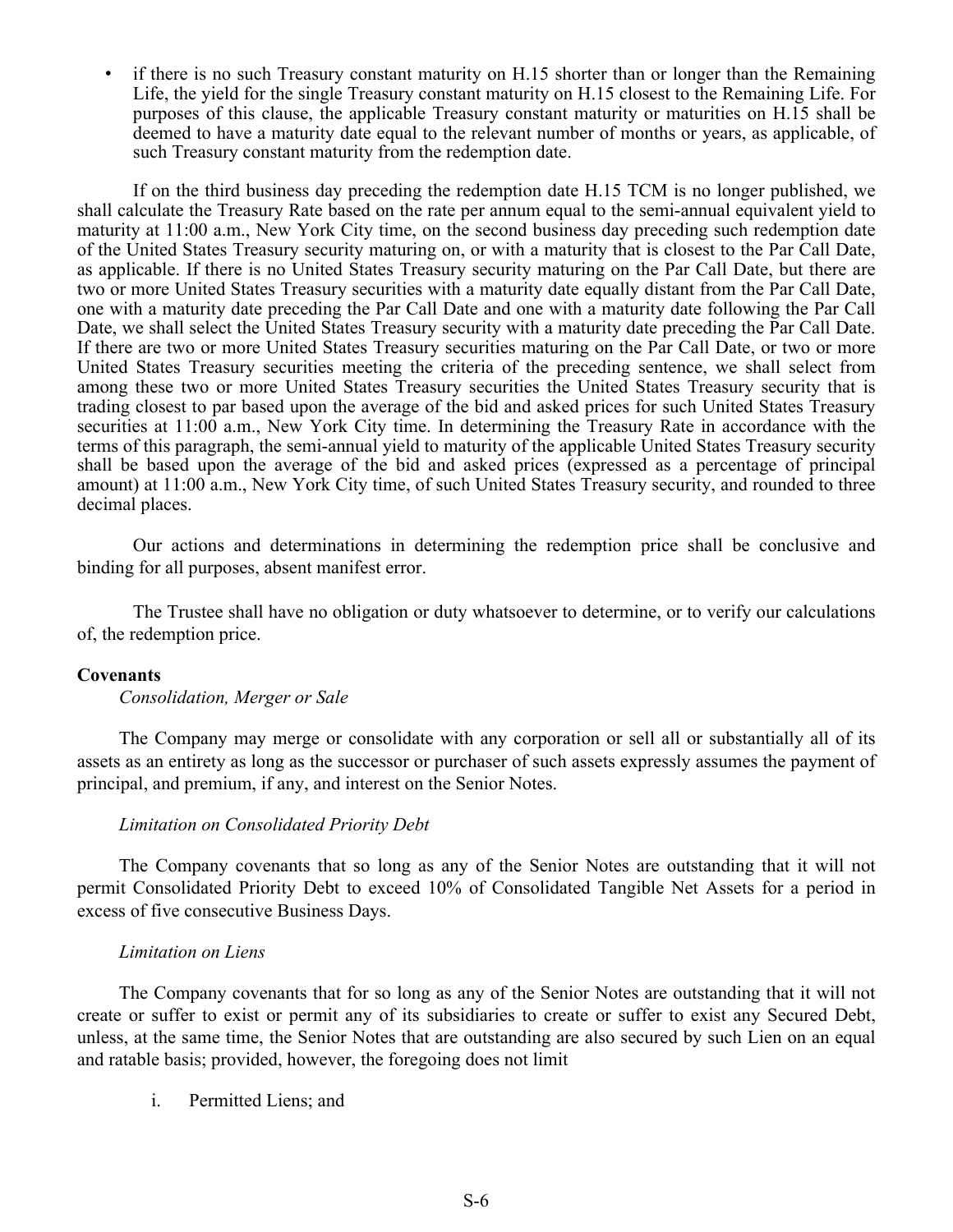- if there is no such Treasury constant maturity on H.15 shorter than or longer than the Remaining Life, the yield for the single Treasury constant maturity on H.15 closest to the Remaining Life. For purposes of this clause, the applicable Treasury constant maturity or maturities on H.15 shall be deemed to have a maturity date equal to the relevant number of months or years, as applicable, of such Treasury constant maturity from the redemption date.

If on the third business day preceding the redemption date H.15 TCM is no longer published, we shall calculate the Treasury Rate based on the rate per annum equal to the semi-annual equivalent yield to maturity at 11:00 a.m., New York City time, on the second business day preceding such redemption date of the United States Treasury security maturing on, or with a maturity that is closest to the Par Call Date, as applicable. If there is no United States Treasury security maturing on the Par Call Date, but there are two or more United States Treasury securities with a maturity date equally distant from the Par Call Date, one with a maturity date preceding the Par Call Date and one with a maturity date following the Par Call Date, we shall select the United States Treasury security with a maturity date preceding the Par Call Date. If there are two or more United States Treasury securities maturing on the Par Call Date, or two or more United States Treasury securities meeting the criteria of the preceding sentence, we shall select from among these two or more United States Treasury securities the United States Treasury security that is trading closest to par based upon the average of the bid and asked prices for such United States Treasury securities at 11:00 a.m., New York City time. In determining the Treasury Rate in accordance with the terms of this paragraph, the semi-annual yield to maturity of the applicable United States Treasury security shall be based upon the average of the bid and asked prices (expressed as a percentage of principal amount) at 11:00 a.m., New York City time, of such United States Treasury security, and rounded to three decimal places.

Our actions and determinations in determining the redemption price shall be conclusive and binding for all purposes, absent manifest error.

The Trustee shall have no obligation or duty whatsoever to determine, or to verify our calculations of, the redemption price.

**Covenants**

*Consolidation, Merger or Sale*

The Company may merge or consolidate with any corporation or sell all or substantially all of its assets as an entirety as long as the successor or purchaser of such assets expressly assumes the payment of principal, and premium, if any, and interest on the Senior Notes.

*Limitation on Consolidated Priority Debt*

The Company covenants that so long as any of the Senior Notes are outstanding that it will not permit Consolidated Priority Debt to exceed 10% of Consolidated Tangible Net Assets for a period in excess of five consecutive Business Days.

*Limitation on Liens*

The Company covenants that for so long as any of the Senior Notes are outstanding that it will not create or suffer to exist or permit any of its subsidiaries to create or suffer to exist any Secured Debt, unless, at the same time, the Senior Notes that are outstanding are also secured by such Lien on an equal and ratable basis; provided, however, the foregoing does not limit

i. Permitted Liens; and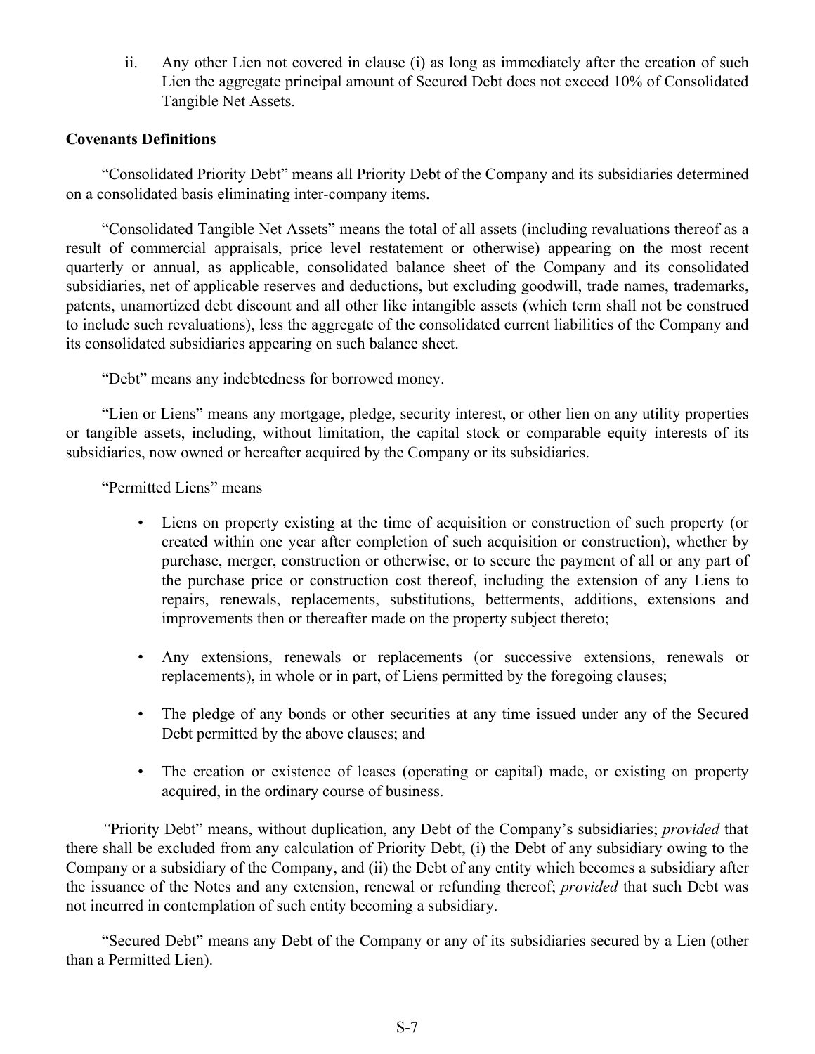ii. Any other Lien not covered in clause (i) as long as immediately after the creation of such Lien the aggregate principal amount of Secured Debt does not exceed 10% of Consolidated Tangible Net Assets.

**Covenants Definitions**

"Consolidated Priority Debt" means all Priority Debt of the Company and its subsidiaries determined on a consolidated basis eliminating inter-company items.

"Consolidated Tangible Net Assets" means the total of all assets (including revaluations thereof as a result of commercial appraisals, price level restatement or otherwise) appearing on the most recent quarterly or annual, as applicable, consolidated balance sheet of the Company and its consolidated subsidiaries, net of applicable reserves and deductions, but excluding goodwill, trade names, trademarks, patents, unamortized debt discount and all other like intangible assets (which term shall not be construed to include such revaluations), less the aggregate of the consolidated current liabilities of the Company and its consolidated subsidiaries appearing on such balance sheet.

"Debt" means any indebtedness for borrowed money.

"Lien or Liens" means any mortgage, pledge, security interest, or other lien on any utility properties or tangible assets, including, without limitation, the capital stock or comparable equity interests of its subsidiaries, now owned or hereafter acquired by the Company or its subsidiaries.

"Permitted Liens" means

- Liens on property existing at the time of acquisition or construction of such property (or created within one year after completion of such acquisition or construction), whether by purchase, merger, construction or otherwise, or to secure the payment of all or any part of the purchase price or construction cost thereof, including the extension of any Liens to repairs, renewals, replacements, substitutions, betterments, additions, extensions and improvements then or thereafter made on the property subject thereto;
- Any extensions, renewals or replacements (or successive extensions, renewals or replacements), in whole or in part, of Liens permitted by the foregoing clauses;
- The pledge of any bonds or other securities at any time issued under any of the Secured Debt permitted by the above clauses; and
- The creation or existence of leases (operating or capital) made, or existing on property acquired, in the ordinary course of business.

"Priority Debt" means, without duplication, any Debt of the Company's subsidiaries; *provided* that there shall be excluded from any calculation of Priority Debt, (i) the Debt of any subsidiary owing to the Company or a subsidiary of the Company, and (ii) the Debt of any entity which becomes a subsidiary after the issuance of the Notes and any extension, renewal or refunding thereof; *provided* that such Debt was not incurred in contemplation of such entity becoming a subsidiary.

"Secured Debt" means any Debt of the Company or any of its subsidiaries secured by a Lien (other than a Permitted Lien).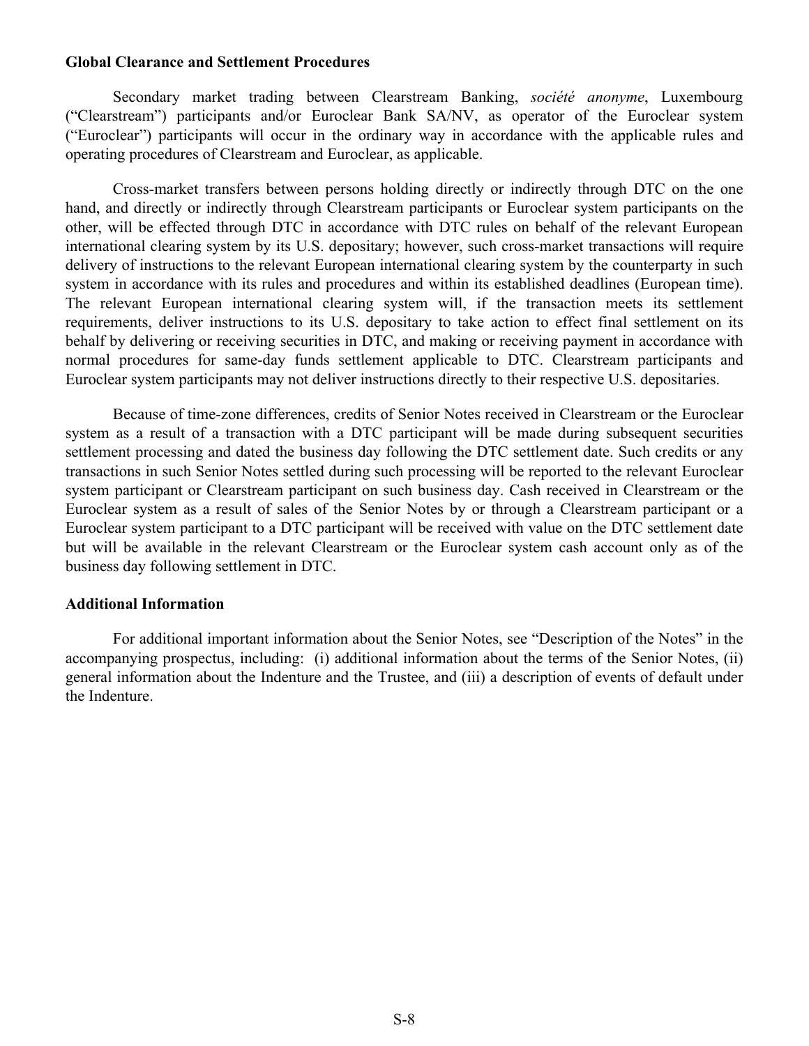**Global Clearance and Settlement Procedures**

Secondary market trading between Clearstream Banking, *société anonyme*, Luxembourg ("Clearstream") participants and/or Euroclear Bank SA/NV, as operator of the Euroclear system ("Euroclear") participants will occur in the ordinary way in accordance with the applicable rules and operating procedures of Clearstream and Euroclear, as applicable.

Cross-market transfers between persons holding directly or indirectly through DTC on the one hand, and directly or indirectly through Clearstream participants or Euroclear system participants on the other, will be effected through DTC in accordance with DTC rules on behalf of the relevant European international clearing system by its U.S. depositary; however, such cross-market transactions will require delivery of instructions to the relevant European international clearing system by the counterparty in such system in accordance with its rules and procedures and within its established deadlines (European time). The relevant European international clearing system will, if the transaction meets its settlement requirements, deliver instructions to its U.S. depositary to take action to effect final settlement on its behalf by delivering or receiving securities in DTC, and making or receiving payment in accordance with normal procedures for same-day funds settlement applicable to DTC. Clearstream participants and Euroclear system participants may not deliver instructions directly to their respective U.S. depositaries.

Because of time-zone differences, credits of Senior Notes received in Clearstream or the Euroclear system as a result of a transaction with a DTC participant will be made during subsequent securities settlement processing and dated the business day following the DTC settlement date. Such credits or any transactions in such Senior Notes settled during such processing will be reported to the relevant Euroclear system participant or Clearstream participant on such business day. Cash received in Clearstream or the Euroclear system as a result of sales of the Senior Notes by or through a Clearstream participant or a Euroclear system participant to a DTC participant will be received with value on the DTC settlement date but will be available in the relevant Clearstream or the Euroclear system cash account only as of the business day following settlement in DTC.

**Additional Information**

For additional important information about the Senior Notes, see "Description of the Notes" in the accompanying prospectus, including: (i) additional information about the terms of the Senior Notes, (ii) general information about the Indenture and the Trustee, and (iii) a description of events of default under the Indenture.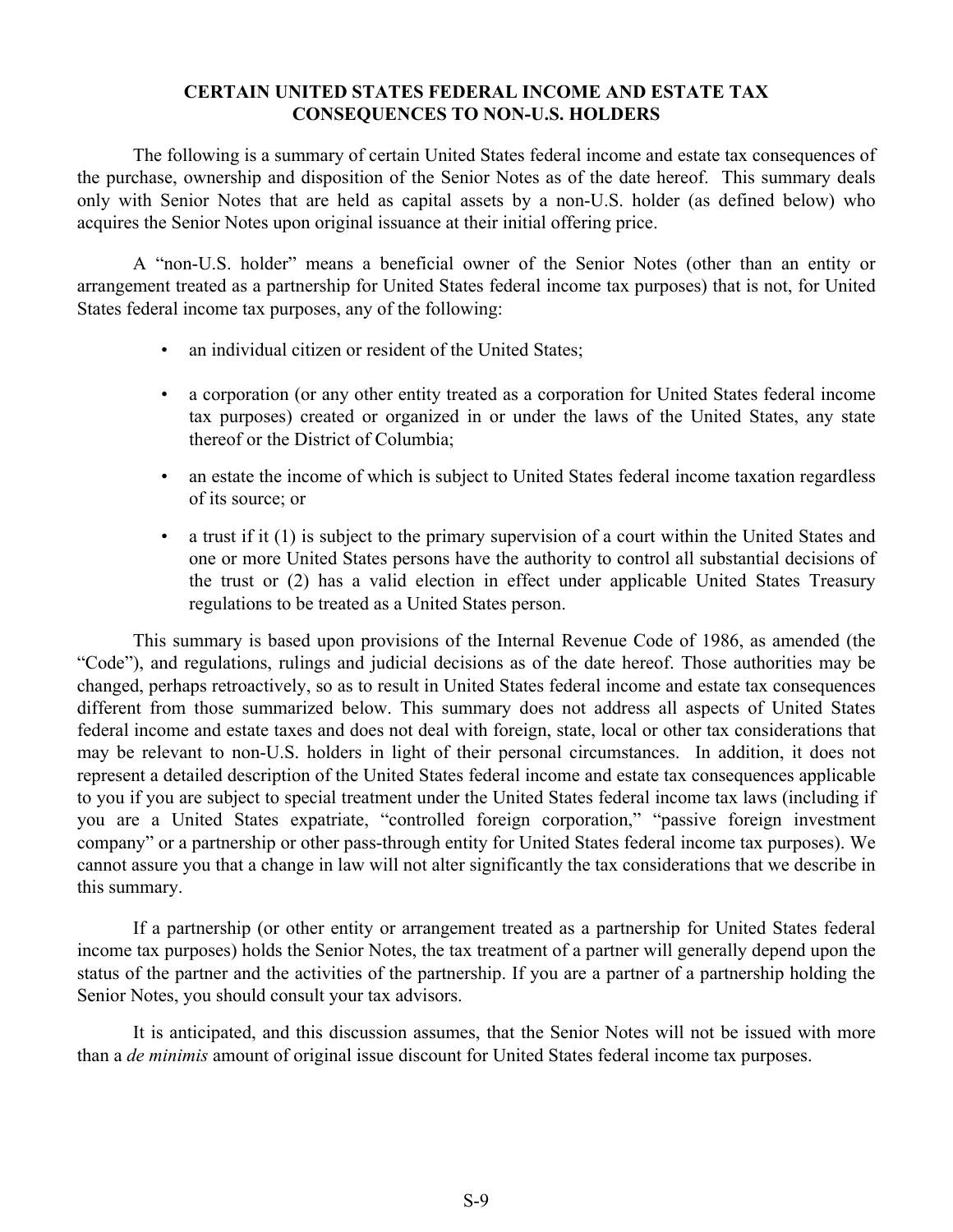## CERTAIN UNITED STATES FEDERAL INCOME AND ESTATE TAX CONSEQUENCES TO NON-U.S. HOLDERS

The following is a summary of certain United States federal income and estate tax consequences of the purchase, ownership and disposition of the Senior Notes as of the date hereof. This summary deals only with Senior Notes that are held as capital assets by a non-U.S. holder (as defined below) who acquires the Senior Notes upon original issuance at their initial offering price.

A "non-U.S. holder" means a beneficial owner of the Senior Notes (other than an entity or arrangement treated as a partnership for United States federal income tax purposes) that is not, for United States federal income tax purposes, any of the following:

- an individual citizen or resident of the United States;
- a corporation (or any other entity treated as a corporation for United States federal income tax purposes) created or organized in or under the laws of the United States, any state thereof or the District of Columbia;
- an estate the income of which is subject to United States federal income taxation regardless of its source; or
- a trust if it (1) is subject to the primary supervision of a court within the United States and one or more United States persons have the authority to control all substantial decisions of the trust or (2) has a valid election in effect under applicable United States Treasury regulations to be treated as a United States person.

This summary is based upon provisions of the Internal Revenue Code of 1986, as amended (the "Code"), and regulations, rulings and judicial decisions as of the date hereof. Those authorities may be changed, perhaps retroactively, so as to result in United States federal income and estate tax consequences different from those summarized below. This summary does not address all aspects of United States federal income and estate taxes and does not deal with foreign, state, local or other tax considerations that may be relevant to non-U.S. holders in light of their personal circumstances. In addition, it does not represent a detailed description of the United States federal income and estate tax consequences applicable to you if you are subject to special treatment under the United States federal income tax laws (including if you are a United States expatriate, "controlled foreign corporation," "passive foreign investment company" or a partnership or other pass-through entity for United States federal income tax purposes). We cannot assure you that a change in law will not alter significantly the tax considerations that we describe in this summary.

If a partnership (or other entity or arrangement treated as a partnership for United States federal income tax purposes) holds the Senior Notes, the tax treatment of a partner will generally depend upon the status of the partner and the activities of the partnership. If you are a partner of a partnership holding the Senior Notes, you should consult your tax advisors.

It is anticipated, and this discussion assumes, that the Senior Notes will not be issued with more than a *de minimis* amount of original issue discount for United States federal income tax purposes.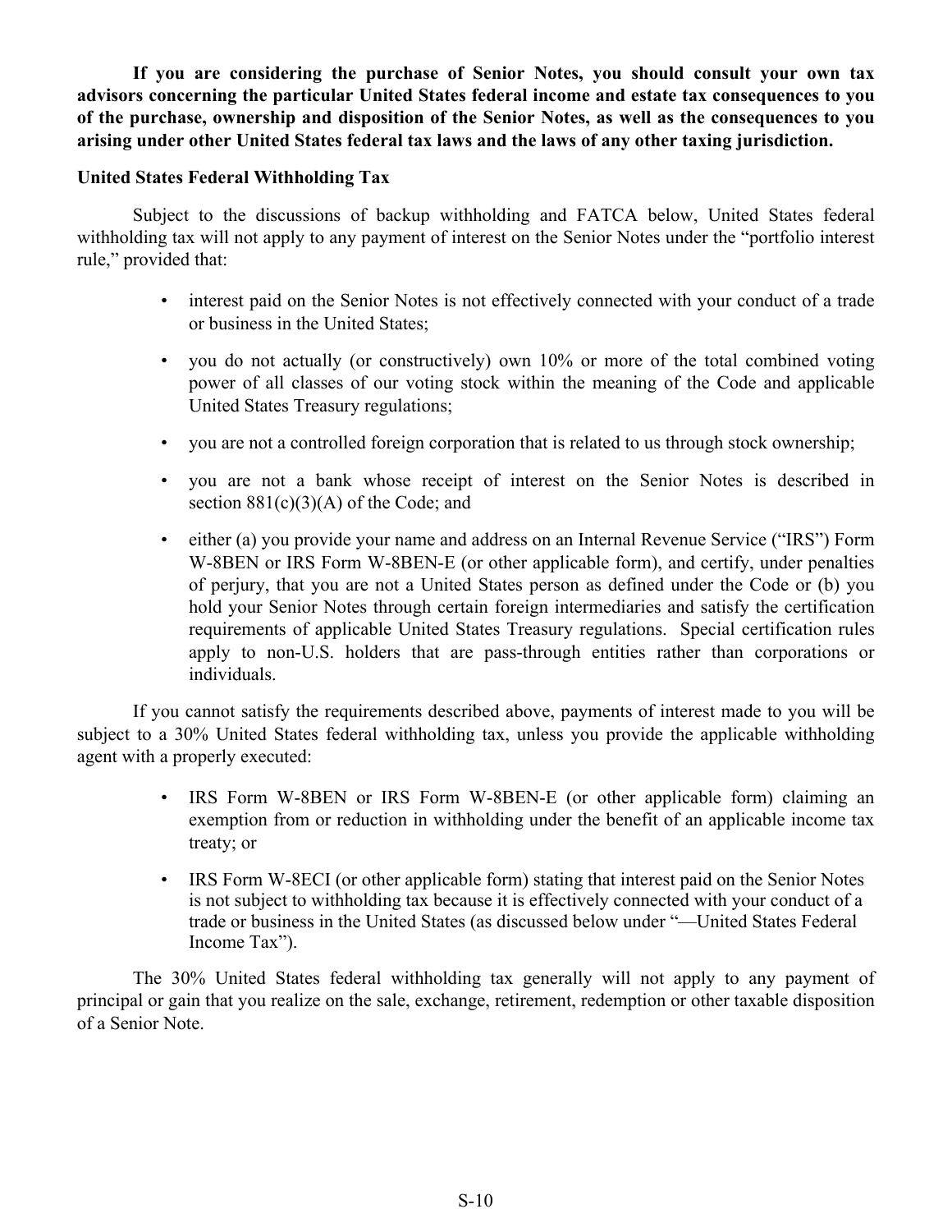**If you are considering the purchase of Senior Notes, you should consult your own tax advisors concerning the particular United States federal income and estate tax consequences to you of the purchase, ownership and disposition of the Senior Notes, as well as the consequences to you arising under other United States federal tax laws and the laws of any other taxing jurisdiction.**

**United States Federal Withholding Tax**

Subject to the discussions of backup withholding and FATCA below, United States federal withholding tax will not apply to any payment of interest on the Senior Notes under the "portfolio interest rule," provided that:

- interest paid on the Senior Notes is not effectively connected with your conduct of a trade or business in the United States;
- you do not actually (or constructively) own 10% or more of the total combined voting power of all classes of our voting stock within the meaning of the Code and applicable United States Treasury regulations;
- you are not a controlled foreign corporation that is related to us through stock ownership;
- you are not a bank whose receipt of interest on the Senior Notes is described in section 881(c)(3)(A) of the Code; and
- either (a) you provide your name and address on an Internal Revenue Service ("IRS") Form W-8BEN or IRS Form W-8BEN-E (or other applicable form), and certify, under penalties of perjury, that you are not a United States person as defined under the Code or (b) you hold your Senior Notes through certain foreign intermediaries and satisfy the certification requirements of applicable United States Treasury regulations. Special certification rules apply to non-U.S. holders that are pass-through entities rather than corporations or individuals.

If you cannot satisfy the requirements described above, payments of interest made to you will be subject to a 30% United States federal withholding tax, unless you provide the applicable withholding agent with a properly executed:

- IRS Form W-8BEN or IRS Form W-8BEN-E (or other applicable form) claiming an exemption from or reduction in withholding under the benefit of an applicable income tax treaty; or
- IRS Form W-8ECI (or other applicable form) stating that interest paid on the Senior Notes is not subject to withholding tax because it is effectively connected with your conduct of a trade or business in the United States (as discussed below under "—United States Federal Income Tax").

The 30% United States federal withholding tax generally will not apply to any payment of principal or gain that you realize on the sale, exchange, retirement, redemption or other taxable disposition of a Senior Note.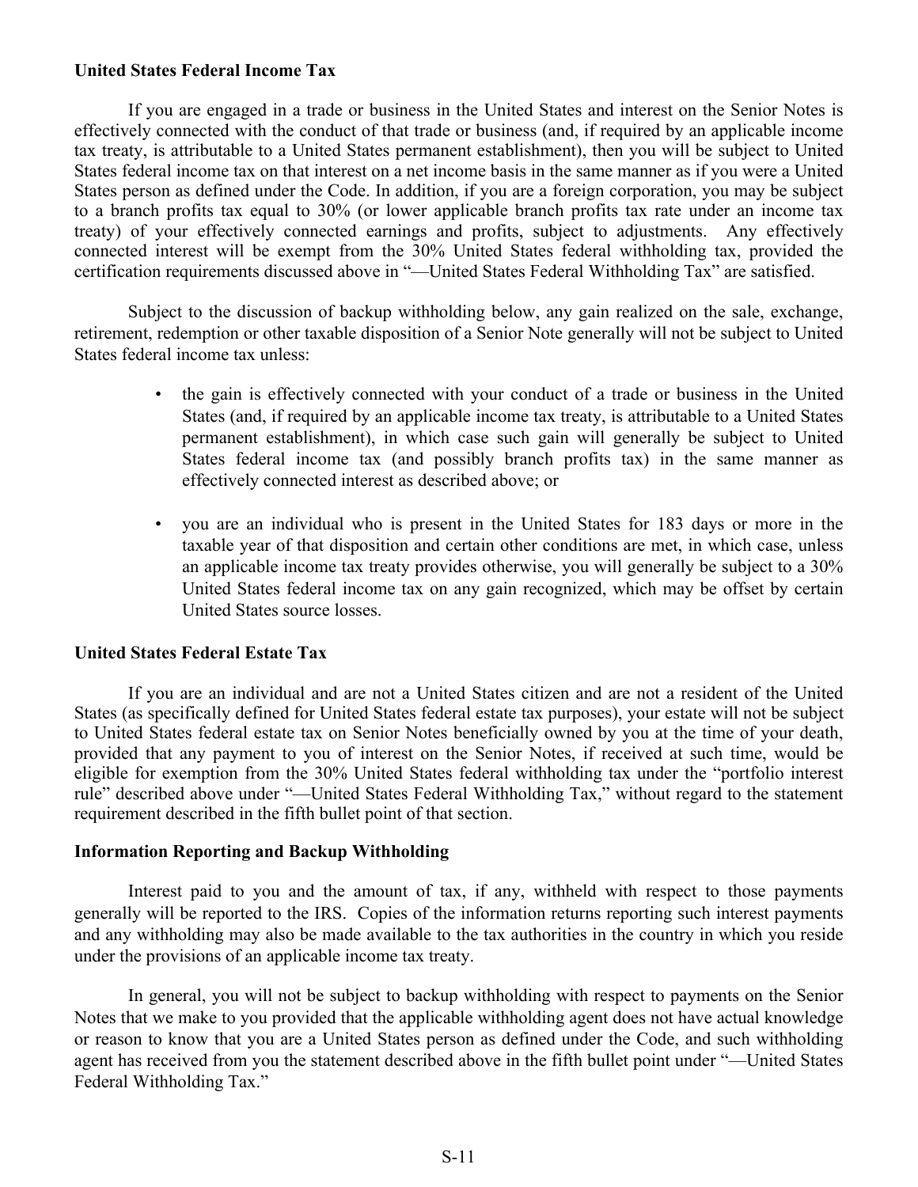**United States Federal Income Tax**

If you are engaged in a trade or business in the United States and interest on the Senior Notes is effectively connected with the conduct of that trade or business (and, if required by an applicable income tax treaty, is attributable to a United States permanent establishment), then you will be subject to United States federal income tax on that interest on a net income basis in the same manner as if you were a United States person as defined under the Code. In addition, if you are a foreign corporation, you may be subject to a branch profits tax equal to 30% (or lower applicable branch profits tax rate under an income tax treaty) of your effectively connected earnings and profits, subject to adjustments. Any effectively connected interest will be exempt from the 30% United States federal withholding tax, provided the certification requirements discussed above in "—United States Federal Withholding Tax" are satisfied.

Subject to the discussion of backup withholding below, any gain realized on the sale, exchange, retirement, redemption or other taxable disposition of a Senior Note generally will not be subject to United States federal income tax unless:

- the gain is effectively connected with your conduct of a trade or business in the United States (and, if required by an applicable income tax treaty, is attributable to a United States permanent establishment), in which case such gain will generally be subject to United States federal income tax (and possibly branch profits tax) in the same manner as effectively connected interest as described above; or

- you are an individual who is present in the United States for 183 days or more in the taxable year of that disposition and certain other conditions are met, in which case, unless an applicable income tax treaty provides otherwise, you will generally be subject to a 30% United States federal income tax on any gain recognized, which may be offset by certain United States source losses.

**United States Federal Estate Tax**

If you are an individual and are not a United States citizen and are not a resident of the United States (as specifically defined for United States federal estate tax purposes), your estate will not be subject to United States federal estate tax on Senior Notes beneficially owned by you at the time of your death, provided that any payment to you of interest on the Senior Notes, if received at such time, would be eligible for exemption from the 30% United States federal withholding tax under the "portfolio interest rule" described above under "—United States Federal Withholding Tax," without regard to the statement requirement described in the fifth bullet point of that section.

**Information Reporting and Backup Withholding**

Interest paid to you and the amount of tax, if any, withheld with respect to those payments generally will be reported to the IRS. Copies of the information returns reporting such interest payments and any withholding may also be made available to the tax authorities in the country in which you reside under the provisions of an applicable income tax treaty.

In general, you will not be subject to backup withholding with respect to payments on the Senior Notes that we make to you provided that the applicable withholding agent does not have actual knowledge or reason to know that you are a United States person as defined under the Code, and such withholding agent has received from you the statement described above in the fifth bullet point under "—United States Federal Withholding Tax."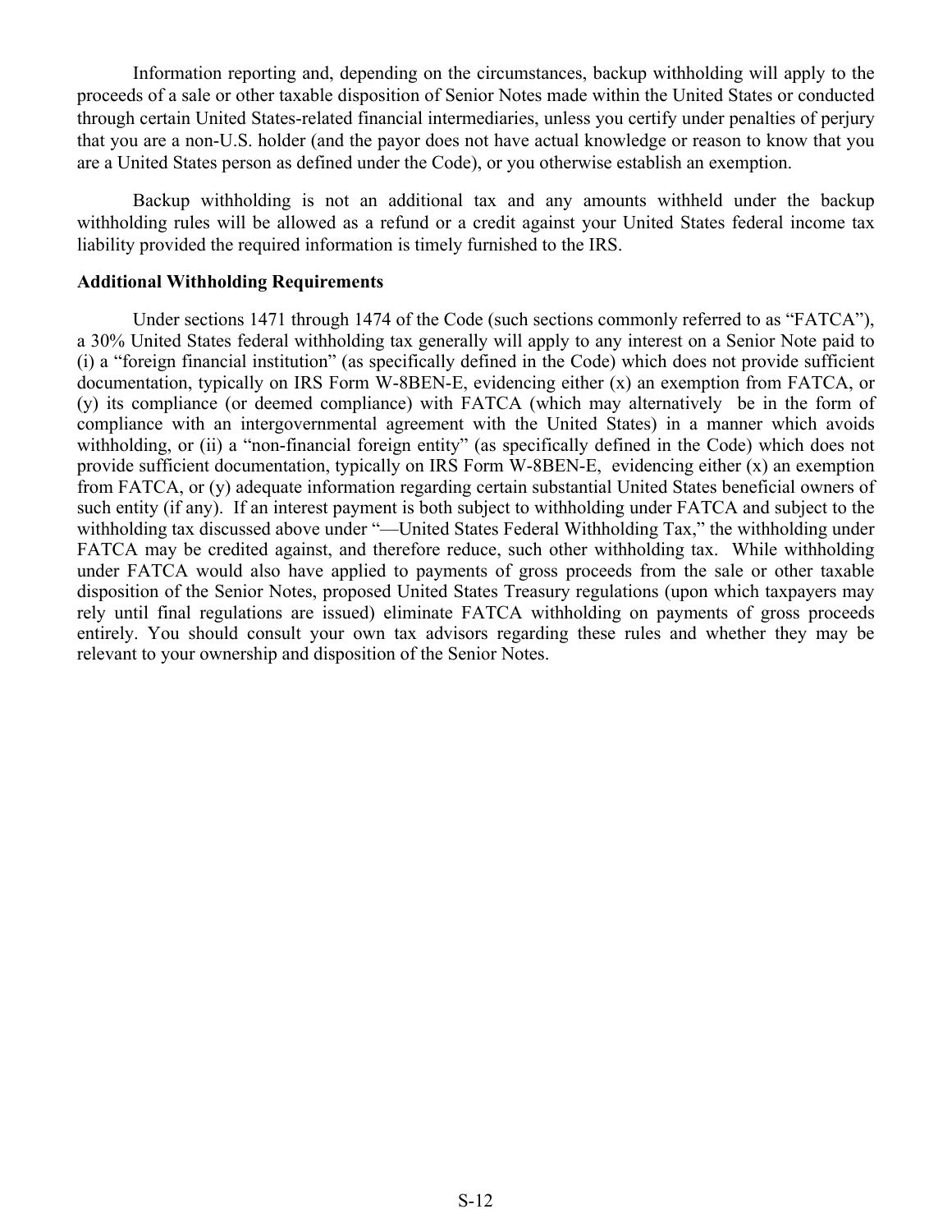Information reporting and, depending on the circumstances, backup withholding will apply to the proceeds of a sale or other taxable disposition of Senior Notes made within the United States or conducted through certain United States-related financial intermediaries, unless you certify under penalties of perjury that you are a non-U.S. holder (and the payor does not have actual knowledge or reason to know that you are a United States person as defined under the Code), or you otherwise establish an exemption.

Backup withholding is not an additional tax and any amounts withheld under the backup withholding rules will be allowed as a refund or a credit against your United States federal income tax liability provided the required information is timely furnished to the IRS.

**Additional Withholding Requirements**

Under sections 1471 through 1474 of the Code (such sections commonly referred to as "FATCA"), a 30% United States federal withholding tax generally will apply to any interest on a Senior Note paid to (i) a "foreign financial institution" (as specifically defined in the Code) which does not provide sufficient documentation, typically on IRS Form W-8BEN-E, evidencing either (x) an exemption from FATCA, or (y) its compliance (or deemed compliance) with FATCA (which may alternatively be in the form of compliance with an intergovernmental agreement with the United States) in a manner which avoids withholding, or (ii) a "non-financial foreign entity" (as specifically defined in the Code) which does not provide sufficient documentation, typically on IRS Form W-8BEN-E, evidencing either (x) an exemption from FATCA, or (y) adequate information regarding certain substantial United States beneficial owners of such entity (if any). If an interest payment is both subject to withholding under FATCA and subject to the withholding tax discussed above under "—United States Federal Withholding Tax," the withholding under FATCA may be credited against, and therefore reduce, such other withholding tax. While withholding under FATCA would also have applied to payments of gross proceeds from the sale or other taxable disposition of the Senior Notes, proposed United States Treasury regulations (upon which taxpayers may rely until final regulations are issued) eliminate FATCA withholding on payments of gross proceeds entirely. You should consult your own tax advisors regarding these rules and whether they may be relevant to your ownership and disposition of the Senior Notes.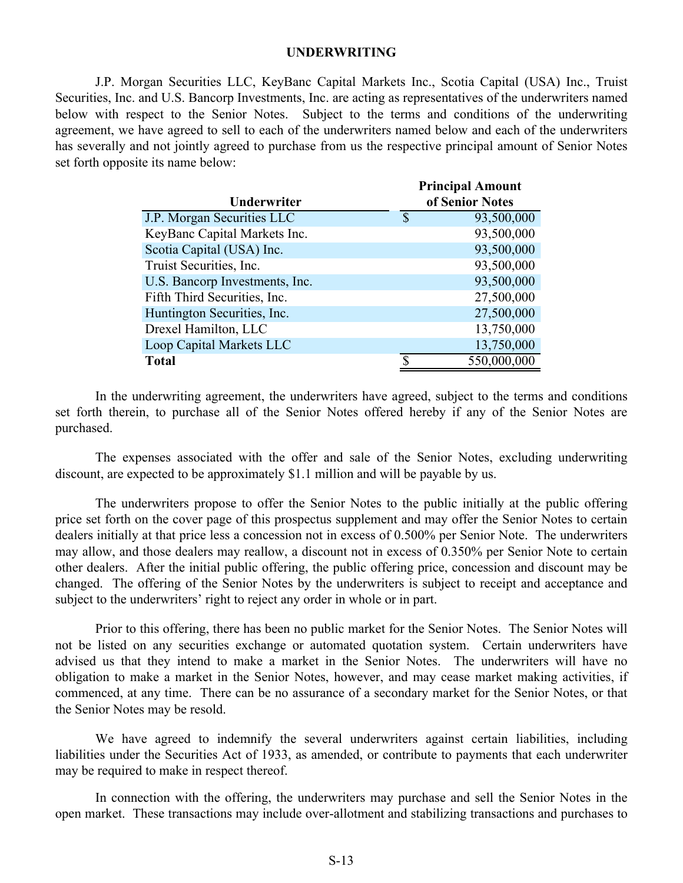## UNDERWRITING

J.P. Morgan Securities LLC, KeyBanc Capital Markets Inc., Scotia Capital (USA) Inc., Truist Securities, Inc. and U.S. Bancorp Investments, Inc. are acting as representatives of the underwriters named below with respect to the Senior Notes. Subject to the terms and conditions of the underwriting agreement, we have agreed to sell to each of the underwriters named below and each of the underwriters has severally and not jointly agreed to purchase from us the respective principal amount of Senior Notes set forth opposite its name below:

| Underwriter | Principal Amount of Senior Notes |
|---|---|
| J.P. Morgan Securities LLC | $ 93,500,000 |
| KeyBanc Capital Markets Inc. | 93,500,000 |
| Scotia Capital (USA) Inc. | 93,500,000 |
| Truist Securities, Inc. | 93,500,000 |
| U.S. Bancorp Investments, Inc. | 93,500,000 |
| Fifth Third Securities, Inc. | 27,500,000 |
| Huntington Securities, Inc. | 27,500,000 |
| Drexel Hamilton, LLC | 13,750,000 |
| Loop Capital Markets LLC | 13,750,000 |
| **Total** | $ 550,000,000 |

In the underwriting agreement, the underwriters have agreed, subject to the terms and conditions set forth therein, to purchase all of the Senior Notes offered hereby if any of the Senior Notes are purchased.

The expenses associated with the offer and sale of the Senior Notes, excluding underwriting discount, are expected to be approximately $1.1 million and will be payable by us.

The underwriters propose to offer the Senior Notes to the public initially at the public offering price set forth on the cover page of this prospectus supplement and may offer the Senior Notes to certain dealers initially at that price less a concession not in excess of 0.500% per Senior Note. The underwriters may allow, and those dealers may reallow, a discount not in excess of 0.350% per Senior Note to certain other dealers. After the initial public offering, the public offering price, concession and discount may be changed. The offering of the Senior Notes by the underwriters is subject to receipt and acceptance and subject to the underwriters' right to reject any order in whole or in part.

Prior to this offering, there has been no public market for the Senior Notes. The Senior Notes will not be listed on any securities exchange or automated quotation system. Certain underwriters have advised us that they intend to make a market in the Senior Notes. The underwriters will have no obligation to make a market in the Senior Notes, however, and may cease market making activities, if commenced, at any time. There can be no assurance of a secondary market for the Senior Notes, or that the Senior Notes may be resold.

We have agreed to indemnify the several underwriters against certain liabilities, including liabilities under the Securities Act of 1933, as amended, or contribute to payments that each underwriter may be required to make in respect thereof.

In connection with the offering, the underwriters may purchase and sell the Senior Notes in the open market. These transactions may include over-allotment and stabilizing transactions and purchases to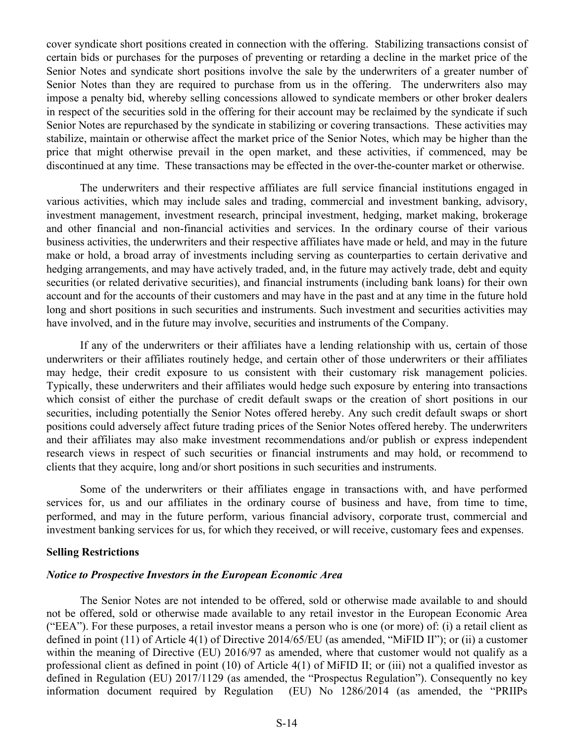cover syndicate short positions created in connection with the offering. Stabilizing transactions consist of certain bids or purchases for the purposes of preventing or retarding a decline in the market price of the Senior Notes and syndicate short positions involve the sale by the underwriters of a greater number of Senior Notes than they are required to purchase from us in the offering. The underwriters also may impose a penalty bid, whereby selling concessions allowed to syndicate members or other broker dealers in respect of the securities sold in the offering for their account may be reclaimed by the syndicate if such Senior Notes are repurchased by the syndicate in stabilizing or covering transactions. These activities may stabilize, maintain or otherwise affect the market price of the Senior Notes, which may be higher than the price that might otherwise prevail in the open market, and these activities, if commenced, may be discontinued at any time. These transactions may be effected in the over-the-counter market or otherwise.

The underwriters and their respective affiliates are full service financial institutions engaged in various activities, which may include sales and trading, commercial and investment banking, advisory, investment management, investment research, principal investment, hedging, market making, brokerage and other financial and non-financial activities and services. In the ordinary course of their various business activities, the underwriters and their respective affiliates have made or held, and may in the future make or hold, a broad array of investments including serving as counterparties to certain derivative and hedging arrangements, and may have actively traded, and, in the future may actively trade, debt and equity securities (or related derivative securities), and financial instruments (including bank loans) for their own account and for the accounts of their customers and may have in the past and at any time in the future hold long and short positions in such securities and instruments. Such investment and securities activities may have involved, and in the future may involve, securities and instruments of the Company.

If any of the underwriters or their affiliates have a lending relationship with us, certain of those underwriters or their affiliates routinely hedge, and certain other of those underwriters or their affiliates may hedge, their credit exposure to us consistent with their customary risk management policies. Typically, these underwriters and their affiliates would hedge such exposure by entering into transactions which consist of either the purchase of credit default swaps or the creation of short positions in our securities, including potentially the Senior Notes offered hereby. Any such credit default swaps or short positions could adversely affect future trading prices of the Senior Notes offered hereby. The underwriters and their affiliates may also make investment recommendations and/or publish or express independent research views in respect of such securities or financial instruments and may hold, or recommend to clients that they acquire, long and/or short positions in such securities and instruments.

Some of the underwriters or their affiliates engage in transactions with, and have performed services for, us and our affiliates in the ordinary course of business and have, from time to time, performed, and may in the future perform, various financial advisory, corporate trust, commercial and investment banking services for us, for which they received, or will receive, customary fees and expenses.

**Selling Restrictions**

***Notice to Prospective Investors in the European Economic Area***

The Senior Notes are not intended to be offered, sold or otherwise made available to and should not be offered, sold or otherwise made available to any retail investor in the European Economic Area ("EEA"). For these purposes, a retail investor means a person who is one (or more) of: (i) a retail client as defined in point (11) of Article 4(1) of Directive 2014/65/EU (as amended, "MiFID II"); or (ii) a customer within the meaning of Directive (EU) 2016/97 as amended, where that customer would not qualify as a professional client as defined in point (10) of Article 4(1) of MiFID II; or (iii) not a qualified investor as defined in Regulation (EU) 2017/1129 (as amended, the "Prospectus Regulation"). Consequently no key information document required by Regulation (EU) No 1286/2014 (as amended, the "PRIIPs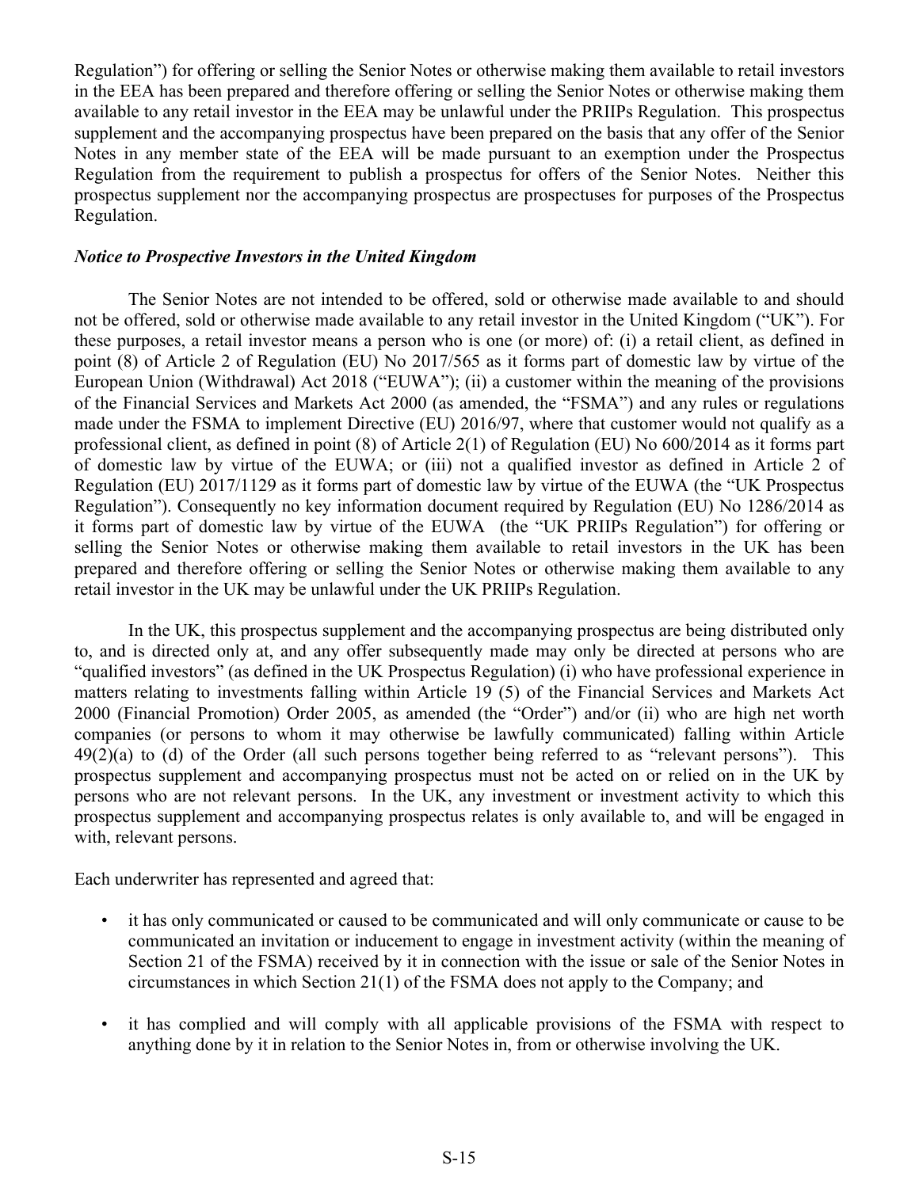Regulation") for offering or selling the Senior Notes or otherwise making them available to retail investors in the EEA has been prepared and therefore offering or selling the Senior Notes or otherwise making them available to any retail investor in the EEA may be unlawful under the PRIIPs Regulation. This prospectus supplement and the accompanying prospectus have been prepared on the basis that any offer of the Senior Notes in any member state of the EEA will be made pursuant to an exemption under the Prospectus Regulation from the requirement to publish a prospectus for offers of the Senior Notes. Neither this prospectus supplement nor the accompanying prospectus are prospectuses for purposes of the Prospectus Regulation.

***Notice to Prospective Investors in the United Kingdom***

The Senior Notes are not intended to be offered, sold or otherwise made available to and should not be offered, sold or otherwise made available to any retail investor in the United Kingdom ("UK"). For these purposes, a retail investor means a person who is one (or more) of: (i) a retail client, as defined in point (8) of Article 2 of Regulation (EU) No 2017/565 as it forms part of domestic law by virtue of the European Union (Withdrawal) Act 2018 ("EUWA"); (ii) a customer within the meaning of the provisions of the Financial Services and Markets Act 2000 (as amended, the "FSMA") and any rules or regulations made under the FSMA to implement Directive (EU) 2016/97, where that customer would not qualify as a professional client, as defined in point (8) of Article 2(1) of Regulation (EU) No 600/2014 as it forms part of domestic law by virtue of the EUWA; or (iii) not a qualified investor as defined in Article 2 of Regulation (EU) 2017/1129 as it forms part of domestic law by virtue of the EUWA (the "UK Prospectus Regulation"). Consequently no key information document required by Regulation (EU) No 1286/2014 as it forms part of domestic law by virtue of the EUWA (the "UK PRIIPs Regulation") for offering or selling the Senior Notes or otherwise making them available to retail investors in the UK has been prepared and therefore offering or selling the Senior Notes or otherwise making them available to any retail investor in the UK may be unlawful under the UK PRIIPs Regulation.

In the UK, this prospectus supplement and the accompanying prospectus are being distributed only to, and is directed only at, and any offer subsequently made may only be directed at persons who are "qualified investors" (as defined in the UK Prospectus Regulation) (i) who have professional experience in matters relating to investments falling within Article 19 (5) of the Financial Services and Markets Act 2000 (Financial Promotion) Order 2005, as amended (the "Order") and/or (ii) who are high net worth companies (or persons to whom it may otherwise be lawfully communicated) falling within Article 49(2)(a) to (d) of the Order (all such persons together being referred to as "relevant persons"). This prospectus supplement and accompanying prospectus must not be acted on or relied on in the UK by persons who are not relevant persons. In the UK, any investment or investment activity to which this prospectus supplement and accompanying prospectus relates is only available to, and will be engaged in with, relevant persons.

Each underwriter has represented and agreed that:

- it has only communicated or caused to be communicated and will only communicate or cause to be communicated an invitation or inducement to engage in investment activity (within the meaning of Section 21 of the FSMA) received by it in connection with the issue or sale of the Senior Notes in circumstances in which Section 21(1) of the FSMA does not apply to the Company; and
- it has complied and will comply with all applicable provisions of the FSMA with respect to anything done by it in relation to the Senior Notes in, from or otherwise involving the UK.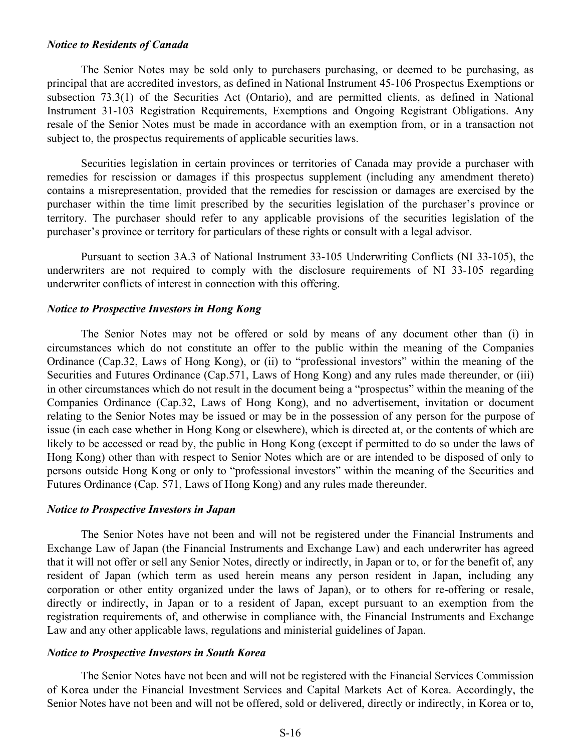***Notice to Residents of Canada***

The Senior Notes may be sold only to purchasers purchasing, or deemed to be purchasing, as principal that are accredited investors, as defined in National Instrument 45-106 Prospectus Exemptions or subsection 73.3(1) of the Securities Act (Ontario), and are permitted clients, as defined in National Instrument 31-103 Registration Requirements, Exemptions and Ongoing Registrant Obligations. Any resale of the Senior Notes must be made in accordance with an exemption from, or in a transaction not subject to, the prospectus requirements of applicable securities laws.

Securities legislation in certain provinces or territories of Canada may provide a purchaser with remedies for rescission or damages if this prospectus supplement (including any amendment thereto) contains a misrepresentation, provided that the remedies for rescission or damages are exercised by the purchaser within the time limit prescribed by the securities legislation of the purchaser's province or territory. The purchaser should refer to any applicable provisions of the securities legislation of the purchaser's province or territory for particulars of these rights or consult with a legal advisor.

Pursuant to section 3A.3 of National Instrument 33-105 Underwriting Conflicts (NI 33-105), the underwriters are not required to comply with the disclosure requirements of NI 33-105 regarding underwriter conflicts of interest in connection with this offering.

***Notice to Prospective Investors in Hong Kong***

The Senior Notes may not be offered or sold by means of any document other than (i) in circumstances which do not constitute an offer to the public within the meaning of the Companies Ordinance (Cap.32, Laws of Hong Kong), or (ii) to "professional investors" within the meaning of the Securities and Futures Ordinance (Cap.571, Laws of Hong Kong) and any rules made thereunder, or (iii) in other circumstances which do not result in the document being a "prospectus" within the meaning of the Companies Ordinance (Cap.32, Laws of Hong Kong), and no advertisement, invitation or document relating to the Senior Notes may be issued or may be in the possession of any person for the purpose of issue (in each case whether in Hong Kong or elsewhere), which is directed at, or the contents of which are likely to be accessed or read by, the public in Hong Kong (except if permitted to do so under the laws of Hong Kong) other than with respect to Senior Notes which are or are intended to be disposed of only to persons outside Hong Kong or only to "professional investors" within the meaning of the Securities and Futures Ordinance (Cap. 571, Laws of Hong Kong) and any rules made thereunder.

***Notice to Prospective Investors in Japan***

The Senior Notes have not been and will not be registered under the Financial Instruments and Exchange Law of Japan (the Financial Instruments and Exchange Law) and each underwriter has agreed that it will not offer or sell any Senior Notes, directly or indirectly, in Japan or to, or for the benefit of, any resident of Japan (which term as used herein means any person resident in Japan, including any corporation or other entity organized under the laws of Japan), or to others for re-offering or resale, directly or indirectly, in Japan or to a resident of Japan, except pursuant to an exemption from the registration requirements of, and otherwise in compliance with, the Financial Instruments and Exchange Law and any other applicable laws, regulations and ministerial guidelines of Japan.

***Notice to Prospective Investors in South Korea***

The Senior Notes have not been and will not be registered with the Financial Services Commission of Korea under the Financial Investment Services and Capital Markets Act of Korea. Accordingly, the Senior Notes have not been and will not be offered, sold or delivered, directly or indirectly, in Korea or to,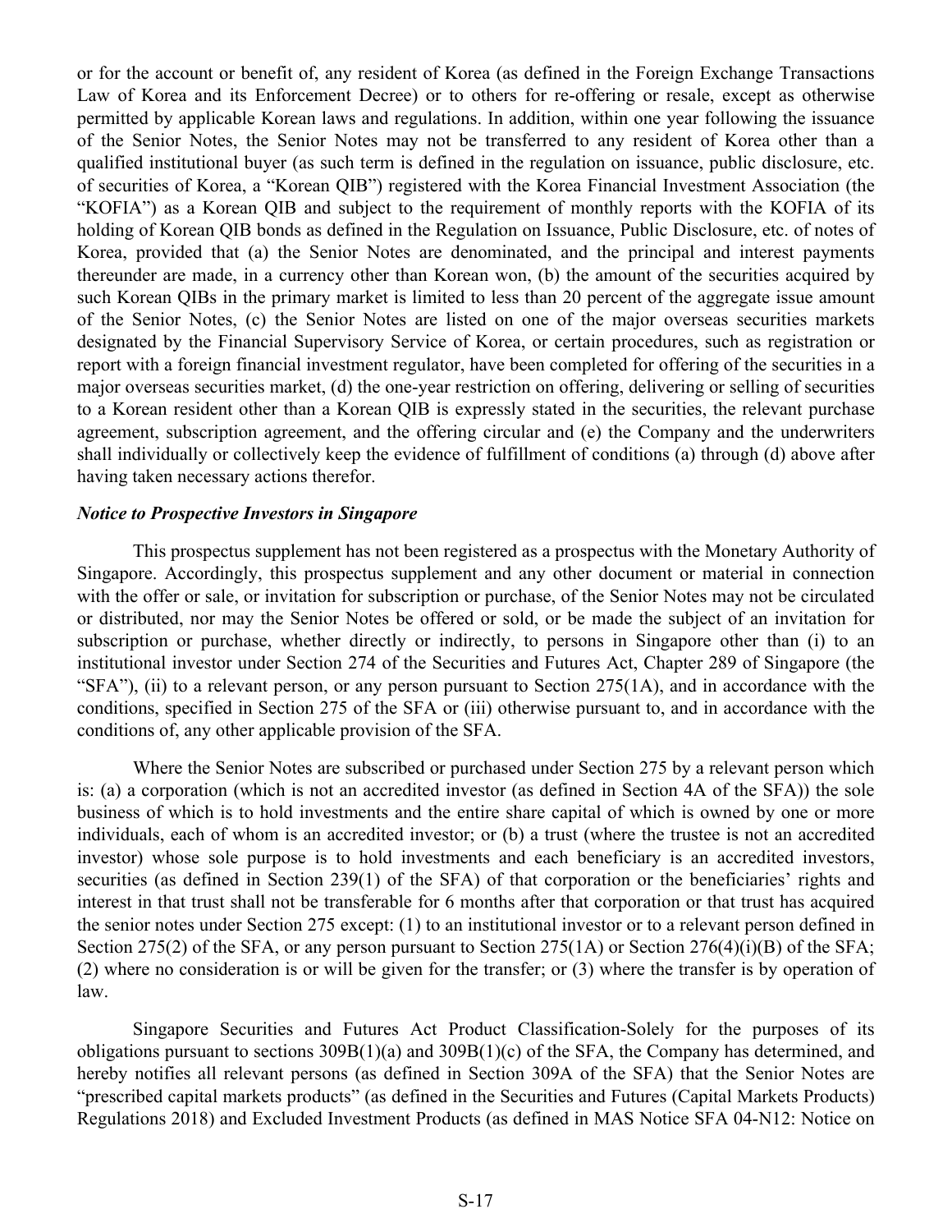or for the account or benefit of, any resident of Korea (as defined in the Foreign Exchange Transactions Law of Korea and its Enforcement Decree) or to others for re-offering or resale, except as otherwise permitted by applicable Korean laws and regulations. In addition, within one year following the issuance of the Senior Notes, the Senior Notes may not be transferred to any resident of Korea other than a qualified institutional buyer (as such term is defined in the regulation on issuance, public disclosure, etc. of securities of Korea, a "Korean QIB") registered with the Korea Financial Investment Association (the "KOFIA") as a Korean QIB and subject to the requirement of monthly reports with the KOFIA of its holding of Korean QIB bonds as defined in the Regulation on Issuance, Public Disclosure, etc. of notes of Korea, provided that (a) the Senior Notes are denominated, and the principal and interest payments thereunder are made, in a currency other than Korean won, (b) the amount of the securities acquired by such Korean QIBs in the primary market is limited to less than 20 percent of the aggregate issue amount of the Senior Notes, (c) the Senior Notes are listed on one of the major overseas securities markets designated by the Financial Supervisory Service of Korea, or certain procedures, such as registration or report with a foreign financial investment regulator, have been completed for offering of the securities in a major overseas securities market, (d) the one-year restriction on offering, delivering or selling of securities to a Korean resident other than a Korean QIB is expressly stated in the securities, the relevant purchase agreement, subscription agreement, and the offering circular and (e) the Company and the underwriters shall individually or collectively keep the evidence of fulfillment of conditions (a) through (d) above after having taken necessary actions therefor.

***Notice to Prospective Investors in Singapore***

This prospectus supplement has not been registered as a prospectus with the Monetary Authority of Singapore. Accordingly, this prospectus supplement and any other document or material in connection with the offer or sale, or invitation for subscription or purchase, of the Senior Notes may not be circulated or distributed, nor may the Senior Notes be offered or sold, or be made the subject of an invitation for subscription or purchase, whether directly or indirectly, to persons in Singapore other than (i) to an institutional investor under Section 274 of the Securities and Futures Act, Chapter 289 of Singapore (the "SFA"), (ii) to a relevant person, or any person pursuant to Section 275(1A), and in accordance with the conditions, specified in Section 275 of the SFA or (iii) otherwise pursuant to, and in accordance with the conditions of, any other applicable provision of the SFA.

Where the Senior Notes are subscribed or purchased under Section 275 by a relevant person which is: (a) a corporation (which is not an accredited investor (as defined in Section 4A of the SFA)) the sole business of which is to hold investments and the entire share capital of which is owned by one or more individuals, each of whom is an accredited investor; or (b) a trust (where the trustee is not an accredited investor) whose sole purpose is to hold investments and each beneficiary is an accredited investors, securities (as defined in Section 239(1) of the SFA) of that corporation or the beneficiaries' rights and interest in that trust shall not be transferable for 6 months after that corporation or that trust has acquired the senior notes under Section 275 except: (1) to an institutional investor or to a relevant person defined in Section 275(2) of the SFA, or any person pursuant to Section 275(1A) or Section 276(4)(i)(B) of the SFA; (2) where no consideration is or will be given for the transfer; or (3) where the transfer is by operation of law.

Singapore Securities and Futures Act Product Classification-Solely for the purposes of its obligations pursuant to sections 309B(1)(a) and 309B(1)(c) of the SFA, the Company has determined, and hereby notifies all relevant persons (as defined in Section 309A of the SFA) that the Senior Notes are "prescribed capital markets products" (as defined in the Securities and Futures (Capital Markets Products) Regulations 2018) and Excluded Investment Products (as defined in MAS Notice SFA 04-N12: Notice on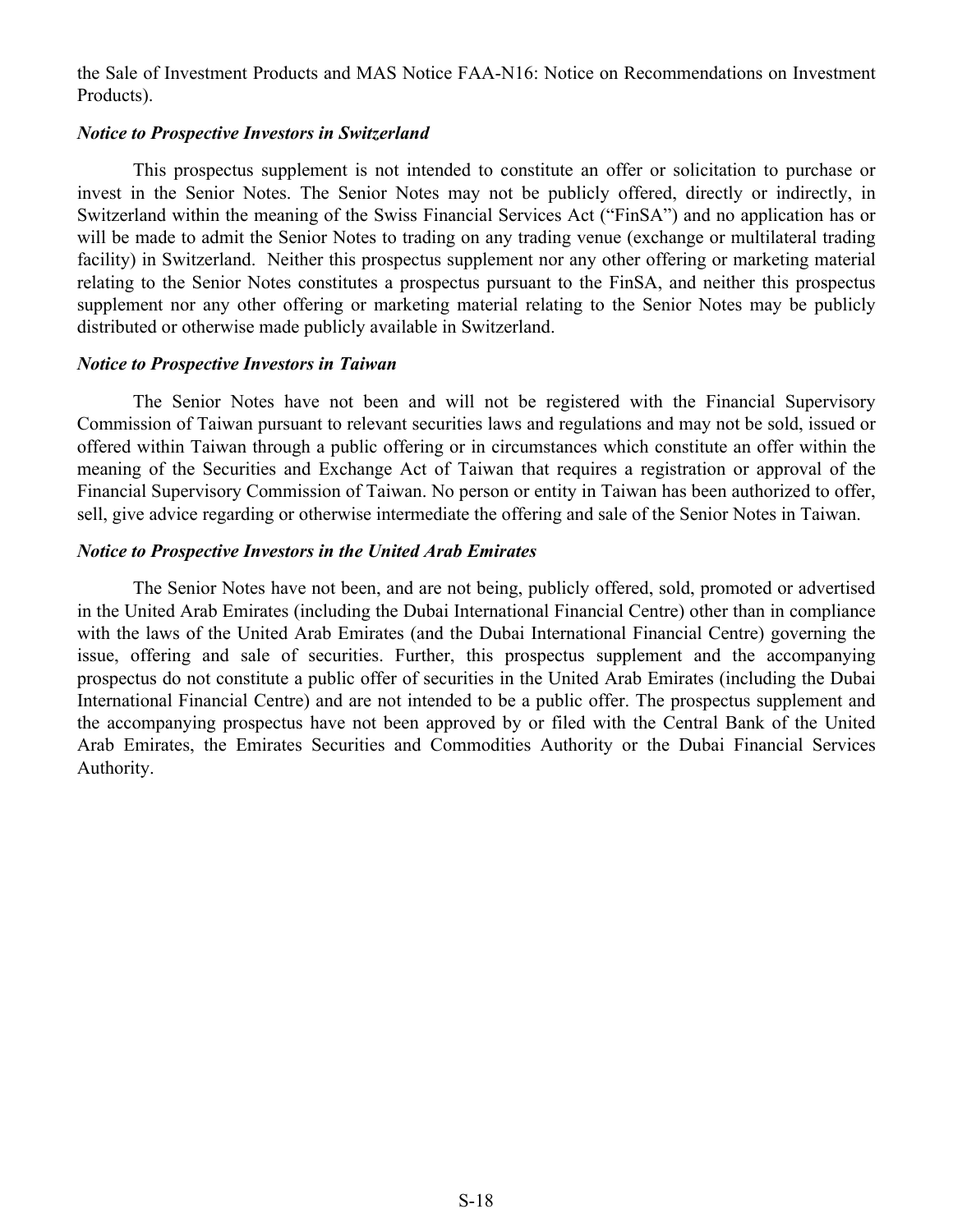the Sale of Investment Products and MAS Notice FAA-N16: Notice on Recommendations on Investment Products).

***Notice to Prospective Investors in Switzerland***

This prospectus supplement is not intended to constitute an offer or solicitation to purchase or invest in the Senior Notes. The Senior Notes may not be publicly offered, directly or indirectly, in Switzerland within the meaning of the Swiss Financial Services Act ("FinSA") and no application has or will be made to admit the Senior Notes to trading on any trading venue (exchange or multilateral trading facility) in Switzerland. Neither this prospectus supplement nor any other offering or marketing material relating to the Senior Notes constitutes a prospectus pursuant to the FinSA, and neither this prospectus supplement nor any other offering or marketing material relating to the Senior Notes may be publicly distributed or otherwise made publicly available in Switzerland.

***Notice to Prospective Investors in Taiwan***

The Senior Notes have not been and will not be registered with the Financial Supervisory Commission of Taiwan pursuant to relevant securities laws and regulations and may not be sold, issued or offered within Taiwan through a public offering or in circumstances which constitute an offer within the meaning of the Securities and Exchange Act of Taiwan that requires a registration or approval of the Financial Supervisory Commission of Taiwan. No person or entity in Taiwan has been authorized to offer, sell, give advice regarding or otherwise intermediate the offering and sale of the Senior Notes in Taiwan.

***Notice to Prospective Investors in the United Arab Emirates***

The Senior Notes have not been, and are not being, publicly offered, sold, promoted or advertised in the United Arab Emirates (including the Dubai International Financial Centre) other than in compliance with the laws of the United Arab Emirates (and the Dubai International Financial Centre) governing the issue, offering and sale of securities. Further, this prospectus supplement and the accompanying prospectus do not constitute a public offer of securities in the United Arab Emirates (including the Dubai International Financial Centre) and are not intended to be a public offer. The prospectus supplement and the accompanying prospectus have not been approved by or filed with the Central Bank of the United Arab Emirates, the Emirates Securities and Commodities Authority or the Dubai Financial Services Authority.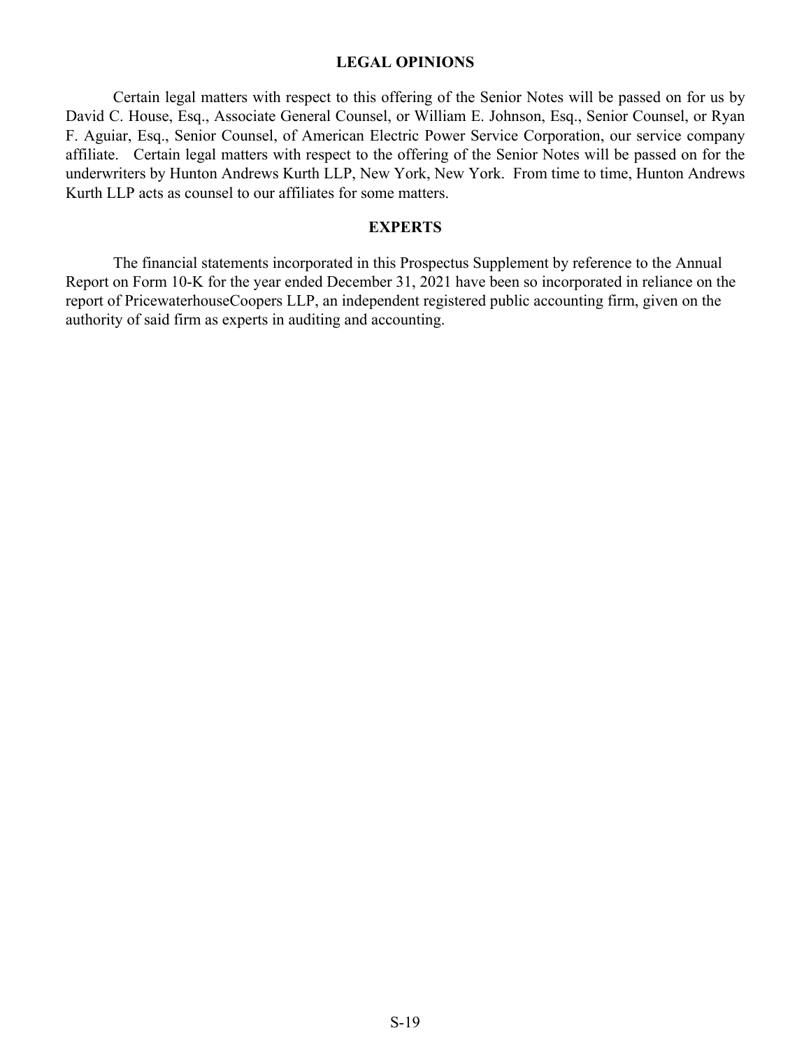## LEGAL OPINIONS

Certain legal matters with respect to this offering of the Senior Notes will be passed on for us by David C. House, Esq., Associate General Counsel, or William E. Johnson, Esq., Senior Counsel, or Ryan F. Aguiar, Esq., Senior Counsel, of American Electric Power Service Corporation, our service company affiliate. Certain legal matters with respect to the offering of the Senior Notes will be passed on for the underwriters by Hunton Andrews Kurth LLP, New York, New York. From time to time, Hunton Andrews Kurth LLP acts as counsel to our affiliates for some matters.

## EXPERTS

The financial statements incorporated in this Prospectus Supplement by reference to the Annual Report on Form 10-K for the year ended December 31, 2021 have been so incorporated in reliance on the report of PricewaterhouseCoopers LLP, an independent registered public accounting firm, given on the authority of said firm as experts in auditing and accounting.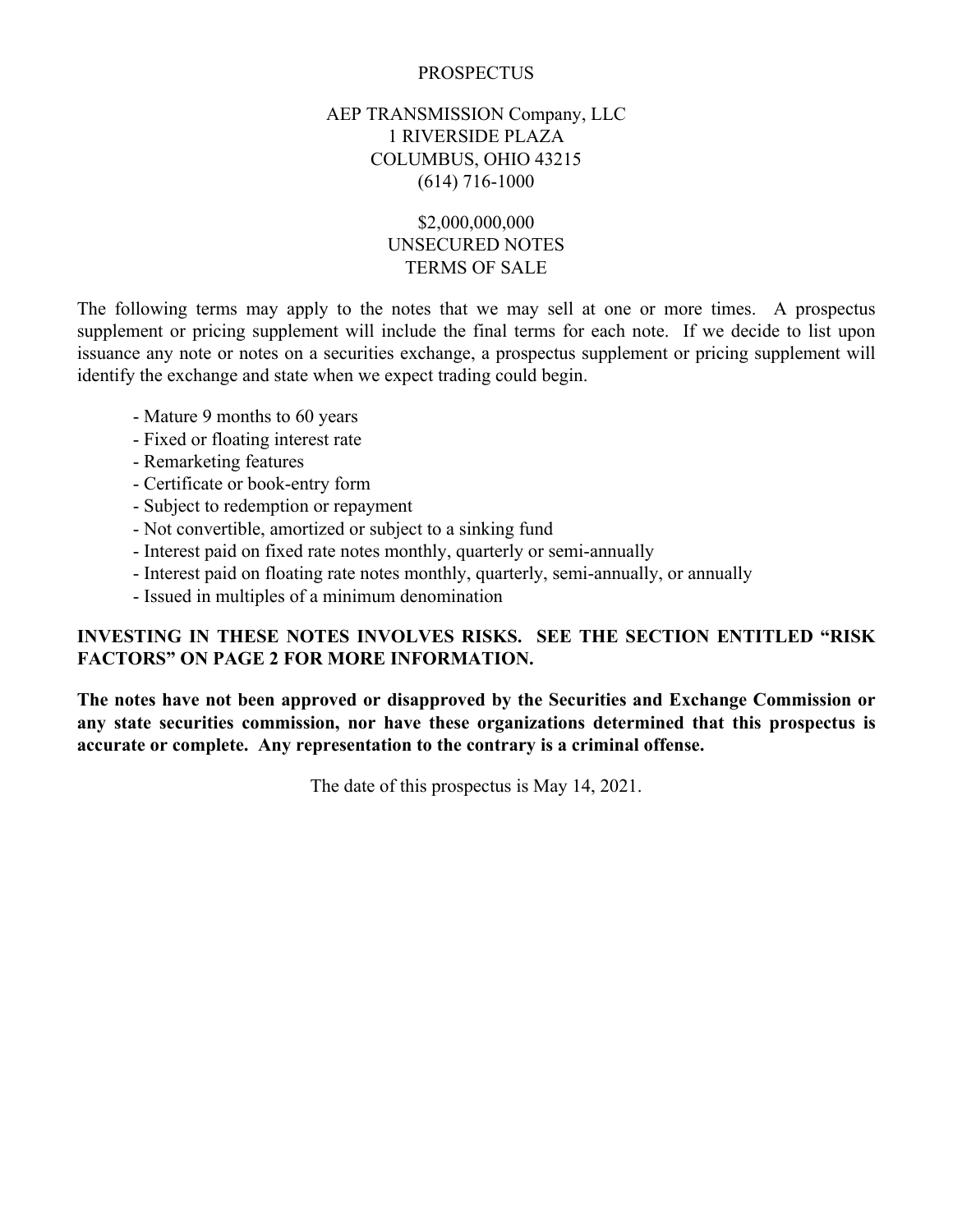# PROSPECTUS

AEP TRANSMISSION Company, LLC
1 RIVERSIDE PLAZA
COLUMBUS, OHIO 43215
(614) 716-1000

$2,000,000,000
UNSECURED NOTES
TERMS OF SALE

The following terms may apply to the notes that we may sell at one or more times. A prospectus supplement or pricing supplement will include the final terms for each note. If we decide to list upon issuance any note or notes on a securities exchange, a prospectus supplement or pricing supplement will identify the exchange and state when we expect trading could begin.

- Mature 9 months to 60 years
- Fixed or floating interest rate
- Remarketing features
- Certificate or book-entry form
- Subject to redemption or repayment
- Not convertible, amortized or subject to a sinking fund
- Interest paid on fixed rate notes monthly, quarterly or semi-annually
- Interest paid on floating rate notes monthly, quarterly, semi-annually, or annually
- Issued in multiples of a minimum denomination

**INVESTING IN THESE NOTES INVOLVES RISKS. SEE THE SECTION ENTITLED "RISK FACTORS" ON PAGE 2 FOR MORE INFORMATION.**

**The notes have not been approved or disapproved by the Securities and Exchange Commission or any state securities commission, nor have these organizations determined that this prospectus is accurate or complete. Any representation to the contrary is a criminal offense.**

The date of this prospectus is May 14, 2021.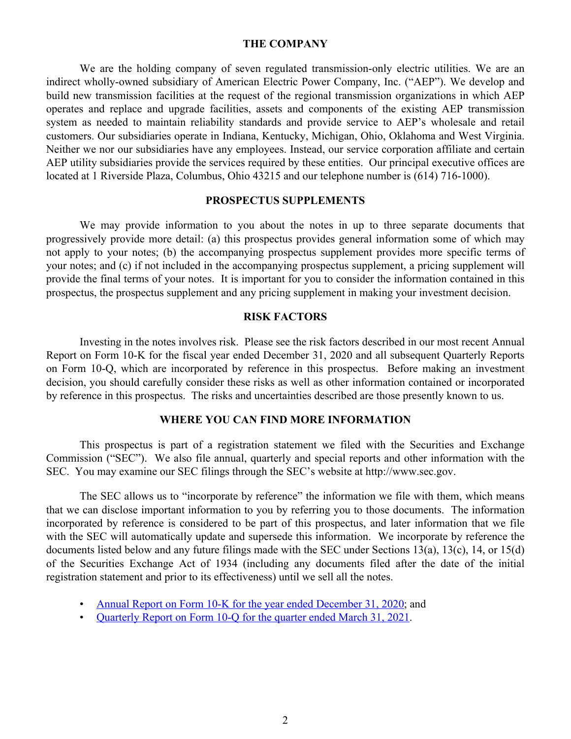## THE COMPANY

We are the holding company of seven regulated transmission-only electric utilities. We are an indirect wholly-owned subsidiary of American Electric Power Company, Inc. ("AEP"). We develop and build new transmission facilities at the request of the regional transmission organizations in which AEP operates and replace and upgrade facilities, assets and components of the existing AEP transmission system as needed to maintain reliability standards and provide service to AEP's wholesale and retail customers. Our subsidiaries operate in Indiana, Kentucky, Michigan, Ohio, Oklahoma and West Virginia. Neither we nor our subsidiaries have any employees. Instead, our service corporation affiliate and certain AEP utility subsidiaries provide the services required by these entities. Our principal executive offices are located at 1 Riverside Plaza, Columbus, Ohio 43215 and our telephone number is (614) 716-1000).

## PROSPECTUS SUPPLEMENTS

We may provide information to you about the notes in up to three separate documents that progressively provide more detail: (a) this prospectus provides general information some of which may not apply to your notes; (b) the accompanying prospectus supplement provides more specific terms of your notes; and (c) if not included in the accompanying prospectus supplement, a pricing supplement will provide the final terms of your notes. It is important for you to consider the information contained in this prospectus, the prospectus supplement and any pricing supplement in making your investment decision.

## RISK FACTORS

Investing in the notes involves risk. Please see the risk factors described in our most recent Annual Report on Form 10-K for the fiscal year ended December 31, 2020 and all subsequent Quarterly Reports on Form 10-Q, which are incorporated by reference in this prospectus. Before making an investment decision, you should carefully consider these risks as well as other information contained or incorporated by reference in this prospectus. The risks and uncertainties described are those presently known to us.

## WHERE YOU CAN FIND MORE INFORMATION

This prospectus is part of a registration statement we filed with the Securities and Exchange Commission ("SEC"). We also file annual, quarterly and special reports and other information with the SEC. You may examine our SEC filings through the SEC's website at http://www.sec.gov.

The SEC allows us to "incorporate by reference" the information we file with them, which means that we can disclose important information to you by referring you to those documents. The information incorporated by reference is considered to be part of this prospectus, and later information that we file with the SEC will automatically update and supersede this information. We incorporate by reference the documents listed below and any future filings made with the SEC under Sections 13(a), 13(c), 14, or 15(d) of the Securities Exchange Act of 1934 (including any documents filed after the date of the initial registration statement and prior to its effectiveness) until we sell all the notes.

- Annual Report on Form 10-K for the year ended December 31, 2020; and
- Quarterly Report on Form 10-Q for the quarter ended March 31, 2021.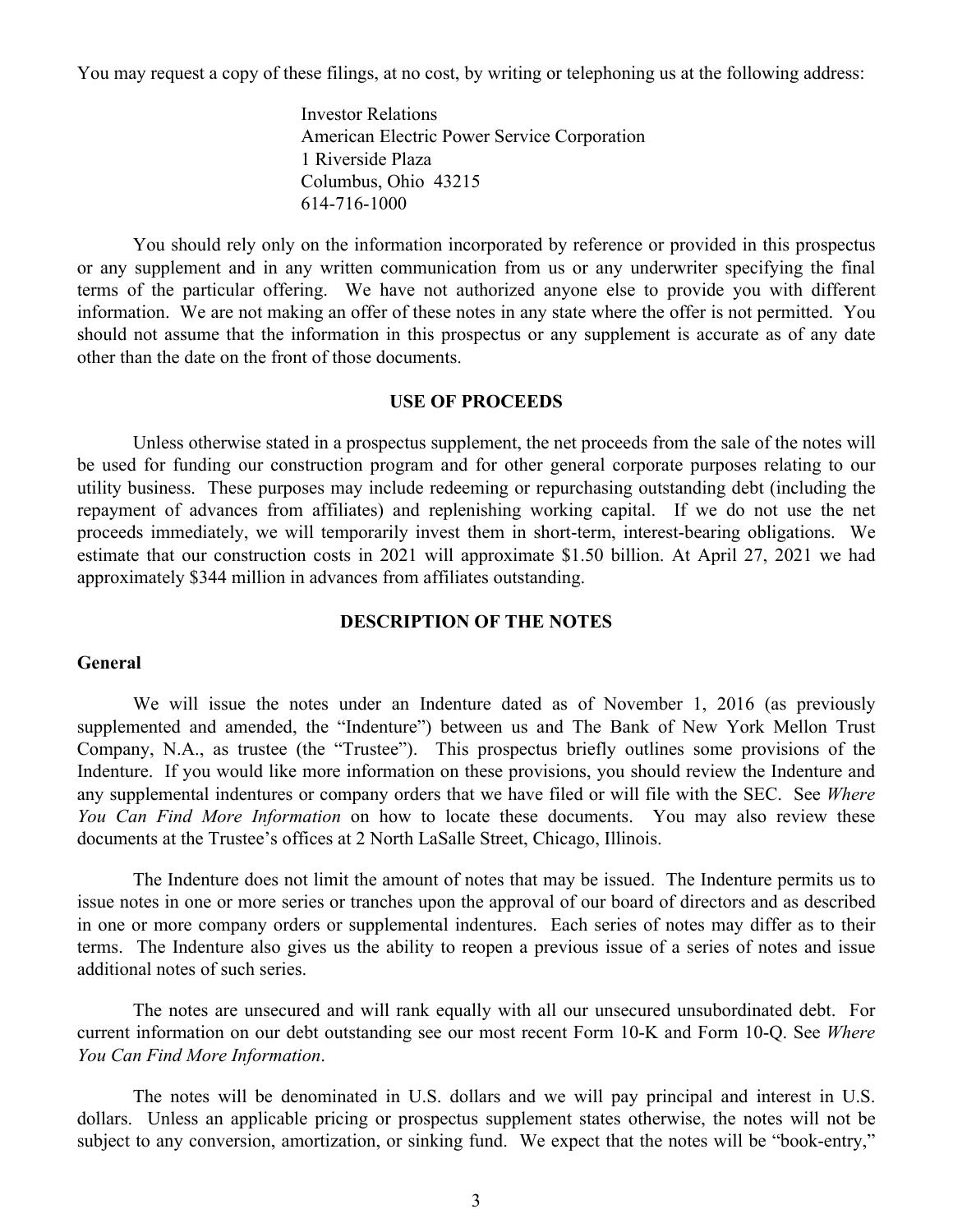You may request a copy of these filings, at no cost, by writing or telephoning us at the following address:

Investor Relations  
American Electric Power Service Corporation  
1 Riverside Plaza  
Columbus, Ohio 43215  
614-716-1000

You should rely only on the information incorporated by reference or provided in this prospectus or any supplement and in any written communication from us or any underwriter specifying the final terms of the particular offering. We have not authorized anyone else to provide you with different information. We are not making an offer of these notes in any state where the offer is not permitted. You should not assume that the information in this prospectus or any supplement is accurate as of any date other than the date on the front of those documents.

## USE OF PROCEEDS

Unless otherwise stated in a prospectus supplement, the net proceeds from the sale of the notes will be used for funding our construction program and for other general corporate purposes relating to our utility business. These purposes may include redeeming or repurchasing outstanding debt (including the repayment of advances from affiliates) and replenishing working capital. If we do not use the net proceeds immediately, we will temporarily invest them in short-term, interest-bearing obligations. We estimate that our construction costs in 2021 will approximate $1.50 billion. At April 27, 2021 we had approximately $344 million in advances from affiliates outstanding.

## DESCRIPTION OF THE NOTES

### General

We will issue the notes under an Indenture dated as of November 1, 2016 (as previously supplemented and amended, the "Indenture") between us and The Bank of New York Mellon Trust Company, N.A., as trustee (the "Trustee"). This prospectus briefly outlines some provisions of the Indenture. If you would like more information on these provisions, you should review the Indenture and any supplemental indentures or company orders that we have filed or will file with the SEC. See *Where You Can Find More Information* on how to locate these documents. You may also review these documents at the Trustee's offices at 2 North LaSalle Street, Chicago, Illinois.

The Indenture does not limit the amount of notes that may be issued. The Indenture permits us to issue notes in one or more series or tranches upon the approval of our board of directors and as described in one or more company orders or supplemental indentures. Each series of notes may differ as to their terms. The Indenture also gives us the ability to reopen a previous issue of a series of notes and issue additional notes of such series.

The notes are unsecured and will rank equally with all our unsecured unsubordinated debt. For current information on our debt outstanding see our most recent Form 10-K and Form 10-Q. See *Where You Can Find More Information*.

The notes will be denominated in U.S. dollars and we will pay principal and interest in U.S. dollars. Unless an applicable pricing or prospectus supplement states otherwise, the notes will not be subject to any conversion, amortization, or sinking fund. We expect that the notes will be "book-entry,"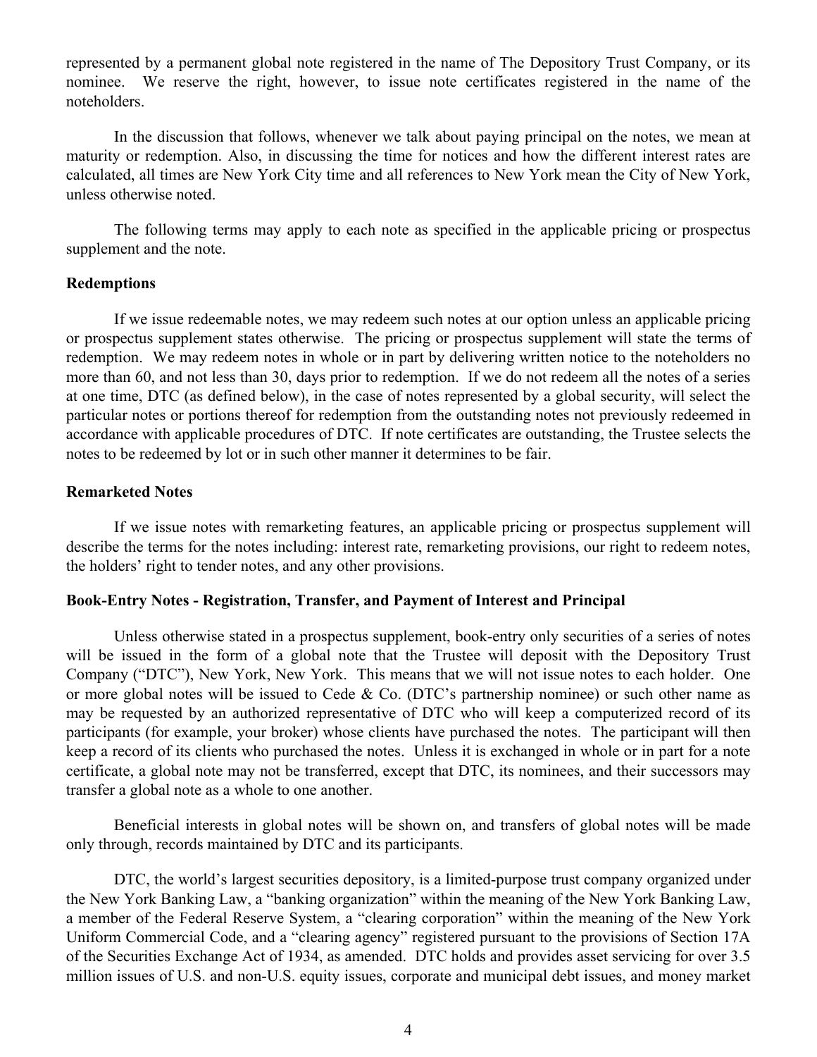represented by a permanent global note registered in the name of The Depository Trust Company, or its nominee. We reserve the right, however, to issue note certificates registered in the name of the noteholders.

In the discussion that follows, whenever we talk about paying principal on the notes, we mean at maturity or redemption. Also, in discussing the time for notices and how the different interest rates are calculated, all times are New York City time and all references to New York mean the City of New York, unless otherwise noted.

The following terms may apply to each note as specified in the applicable pricing or prospectus supplement and the note.

**Redemptions**

If we issue redeemable notes, we may redeem such notes at our option unless an applicable pricing or prospectus supplement states otherwise. The pricing or prospectus supplement will state the terms of redemption. We may redeem notes in whole or in part by delivering written notice to the noteholders no more than 60, and not less than 30, days prior to redemption. If we do not redeem all the notes of a series at one time, DTC (as defined below), in the case of notes represented by a global security, will select the particular notes or portions thereof for redemption from the outstanding notes not previously redeemed in accordance with applicable procedures of DTC. If note certificates are outstanding, the Trustee selects the notes to be redeemed by lot or in such other manner it determines to be fair.

**Remarketed Notes**

If we issue notes with remarketing features, an applicable pricing or prospectus supplement will describe the terms for the notes including: interest rate, remarketing provisions, our right to redeem notes, the holders' right to tender notes, and any other provisions.

**Book-Entry Notes - Registration, Transfer, and Payment of Interest and Principal**

Unless otherwise stated in a prospectus supplement, book-entry only securities of a series of notes will be issued in the form of a global note that the Trustee will deposit with the Depository Trust Company ("DTC"), New York, New York. This means that we will not issue notes to each holder. One or more global notes will be issued to Cede & Co. (DTC's partnership nominee) or such other name as may be requested by an authorized representative of DTC who will keep a computerized record of its participants (for example, your broker) whose clients have purchased the notes. The participant will then keep a record of its clients who purchased the notes. Unless it is exchanged in whole or in part for a note certificate, a global note may not be transferred, except that DTC, its nominees, and their successors may transfer a global note as a whole to one another.

Beneficial interests in global notes will be shown on, and transfers of global notes will be made only through, records maintained by DTC and its participants.

DTC, the world's largest securities depository, is a limited-purpose trust company organized under the New York Banking Law, a "banking organization" within the meaning of the New York Banking Law, a member of the Federal Reserve System, a "clearing corporation" within the meaning of the New York Uniform Commercial Code, and a "clearing agency" registered pursuant to the provisions of Section 17A of the Securities Exchange Act of 1934, as amended. DTC holds and provides asset servicing for over 3.5 million issues of U.S. and non-U.S. equity issues, corporate and municipal debt issues, and money market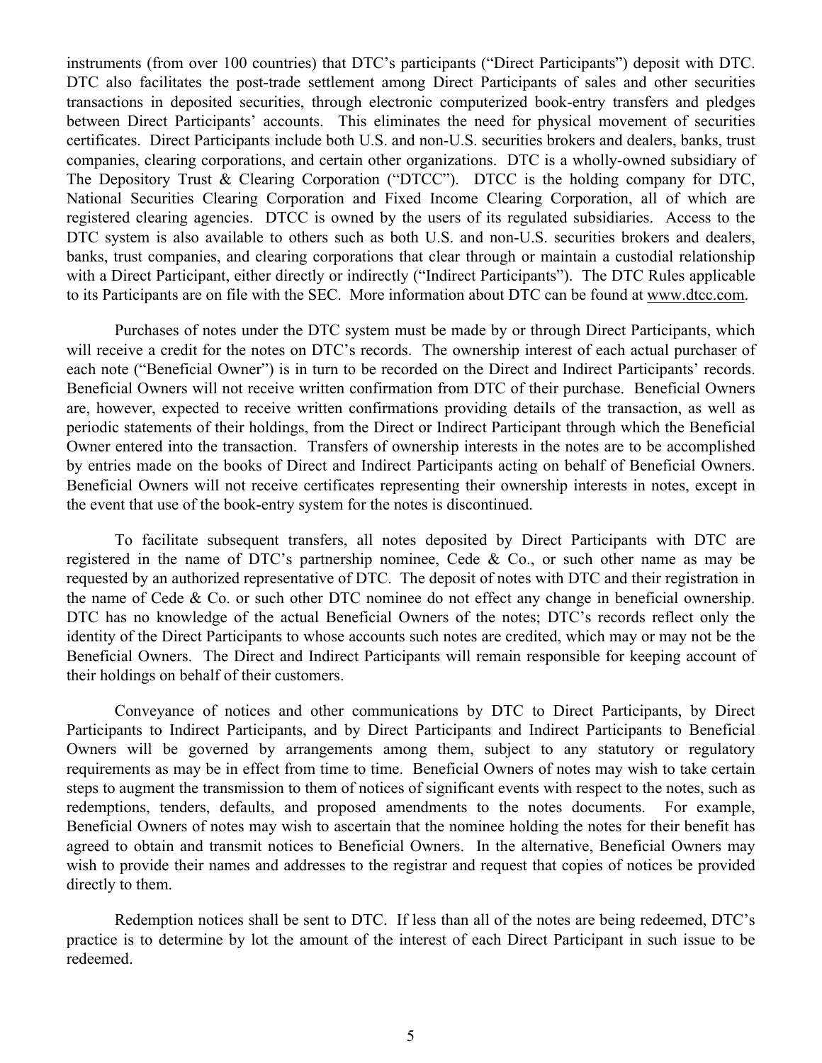instruments (from over 100 countries) that DTC's participants ("Direct Participants") deposit with DTC. DTC also facilitates the post-trade settlement among Direct Participants of sales and other securities transactions in deposited securities, through electronic computerized book-entry transfers and pledges between Direct Participants' accounts. This eliminates the need for physical movement of securities certificates. Direct Participants include both U.S. and non-U.S. securities brokers and dealers, banks, trust companies, clearing corporations, and certain other organizations. DTC is a wholly-owned subsidiary of The Depository Trust & Clearing Corporation ("DTCC"). DTCC is the holding company for DTC, National Securities Clearing Corporation and Fixed Income Clearing Corporation, all of which are registered clearing agencies. DTCC is owned by the users of its regulated subsidiaries. Access to the DTC system is also available to others such as both U.S. and non-U.S. securities brokers and dealers, banks, trust companies, and clearing corporations that clear through or maintain a custodial relationship with a Direct Participant, either directly or indirectly ("Indirect Participants"). The DTC Rules applicable to its Participants are on file with the SEC. More information about DTC can be found at www.dtcc.com.

Purchases of notes under the DTC system must be made by or through Direct Participants, which will receive a credit for the notes on DTC's records. The ownership interest of each actual purchaser of each note ("Beneficial Owner") is in turn to be recorded on the Direct and Indirect Participants' records. Beneficial Owners will not receive written confirmation from DTC of their purchase. Beneficial Owners are, however, expected to receive written confirmations providing details of the transaction, as well as periodic statements of their holdings, from the Direct or Indirect Participant through which the Beneficial Owner entered into the transaction. Transfers of ownership interests in the notes are to be accomplished by entries made on the books of Direct and Indirect Participants acting on behalf of Beneficial Owners. Beneficial Owners will not receive certificates representing their ownership interests in notes, except in the event that use of the book-entry system for the notes is discontinued.

To facilitate subsequent transfers, all notes deposited by Direct Participants with DTC are registered in the name of DTC's partnership nominee, Cede & Co., or such other name as may be requested by an authorized representative of DTC. The deposit of notes with DTC and their registration in the name of Cede & Co. or such other DTC nominee do not effect any change in beneficial ownership. DTC has no knowledge of the actual Beneficial Owners of the notes; DTC's records reflect only the identity of the Direct Participants to whose accounts such notes are credited, which may or may not be the Beneficial Owners. The Direct and Indirect Participants will remain responsible for keeping account of their holdings on behalf of their customers.

Conveyance of notices and other communications by DTC to Direct Participants, by Direct Participants to Indirect Participants, and by Direct Participants and Indirect Participants to Beneficial Owners will be governed by arrangements among them, subject to any statutory or regulatory requirements as may be in effect from time to time. Beneficial Owners of notes may wish to take certain steps to augment the transmission to them of notices of significant events with respect to the notes, such as redemptions, tenders, defaults, and proposed amendments to the notes documents. For example, Beneficial Owners of notes may wish to ascertain that the nominee holding the notes for their benefit has agreed to obtain and transmit notices to Beneficial Owners. In the alternative, Beneficial Owners may wish to provide their names and addresses to the registrar and request that copies of notices be provided directly to them.

Redemption notices shall be sent to DTC. If less than all of the notes are being redeemed, DTC's practice is to determine by lot the amount of the interest of each Direct Participant in such issue to be redeemed.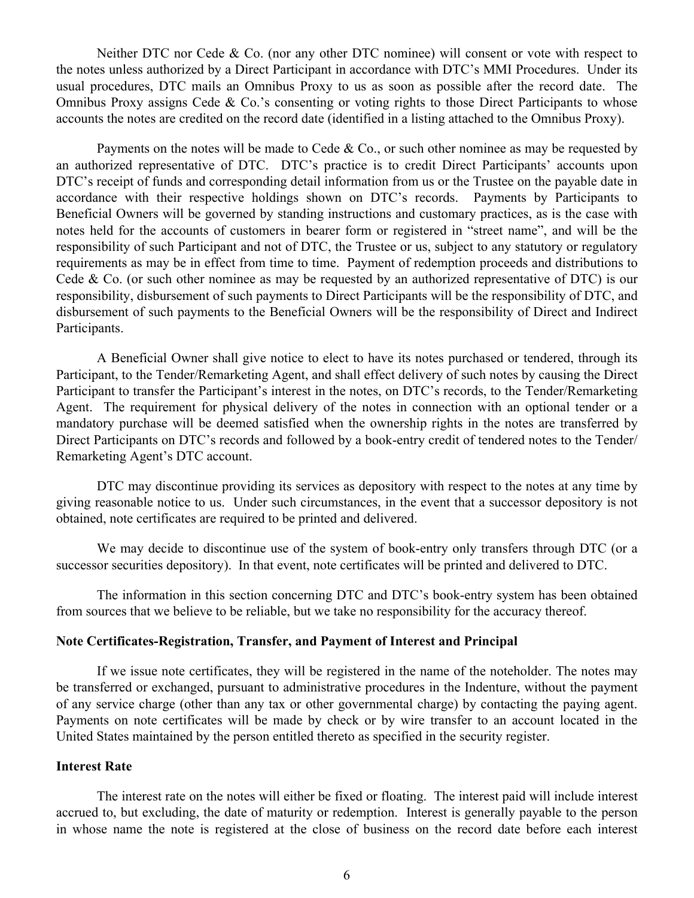Neither DTC nor Cede & Co. (nor any other DTC nominee) will consent or vote with respect to the notes unless authorized by a Direct Participant in accordance with DTC's MMI Procedures. Under its usual procedures, DTC mails an Omnibus Proxy to us as soon as possible after the record date. The Omnibus Proxy assigns Cede & Co.'s consenting or voting rights to those Direct Participants to whose accounts the notes are credited on the record date (identified in a listing attached to the Omnibus Proxy).

Payments on the notes will be made to Cede & Co., or such other nominee as may be requested by an authorized representative of DTC. DTC's practice is to credit Direct Participants' accounts upon DTC's receipt of funds and corresponding detail information from us or the Trustee on the payable date in accordance with their respective holdings shown on DTC's records. Payments by Participants to Beneficial Owners will be governed by standing instructions and customary practices, as is the case with notes held for the accounts of customers in bearer form or registered in "street name", and will be the responsibility of such Participant and not of DTC, the Trustee or us, subject to any statutory or regulatory requirements as may be in effect from time to time. Payment of redemption proceeds and distributions to Cede & Co. (or such other nominee as may be requested by an authorized representative of DTC) is our responsibility, disbursement of such payments to Direct Participants will be the responsibility of DTC, and disbursement of such payments to the Beneficial Owners will be the responsibility of Direct and Indirect Participants.

A Beneficial Owner shall give notice to elect to have its notes purchased or tendered, through its Participant, to the Tender/Remarketing Agent, and shall effect delivery of such notes by causing the Direct Participant to transfer the Participant's interest in the notes, on DTC's records, to the Tender/Remarketing Agent. The requirement for physical delivery of the notes in connection with an optional tender or a mandatory purchase will be deemed satisfied when the ownership rights in the notes are transferred by Direct Participants on DTC's records and followed by a book-entry credit of tendered notes to the Tender/Remarketing Agent's DTC account.

DTC may discontinue providing its services as depository with respect to the notes at any time by giving reasonable notice to us. Under such circumstances, in the event that a successor depository is not obtained, note certificates are required to be printed and delivered.

We may decide to discontinue use of the system of book-entry only transfers through DTC (or a successor securities depository). In that event, note certificates will be printed and delivered to DTC.

The information in this section concerning DTC and DTC's book-entry system has been obtained from sources that we believe to be reliable, but we take no responsibility for the accuracy thereof.

**Note Certificates-Registration, Transfer, and Payment of Interest and Principal**

If we issue note certificates, they will be registered in the name of the noteholder. The notes may be transferred or exchanged, pursuant to administrative procedures in the Indenture, without the payment of any service charge (other than any tax or other governmental charge) by contacting the paying agent. Payments on note certificates will be made by check or by wire transfer to an account located in the United States maintained by the person entitled thereto as specified in the security register.

**Interest Rate**

The interest rate on the notes will either be fixed or floating. The interest paid will include interest accrued to, but excluding, the date of maturity or redemption. Interest is generally payable to the person in whose name the note is registered at the close of business on the record date before each interest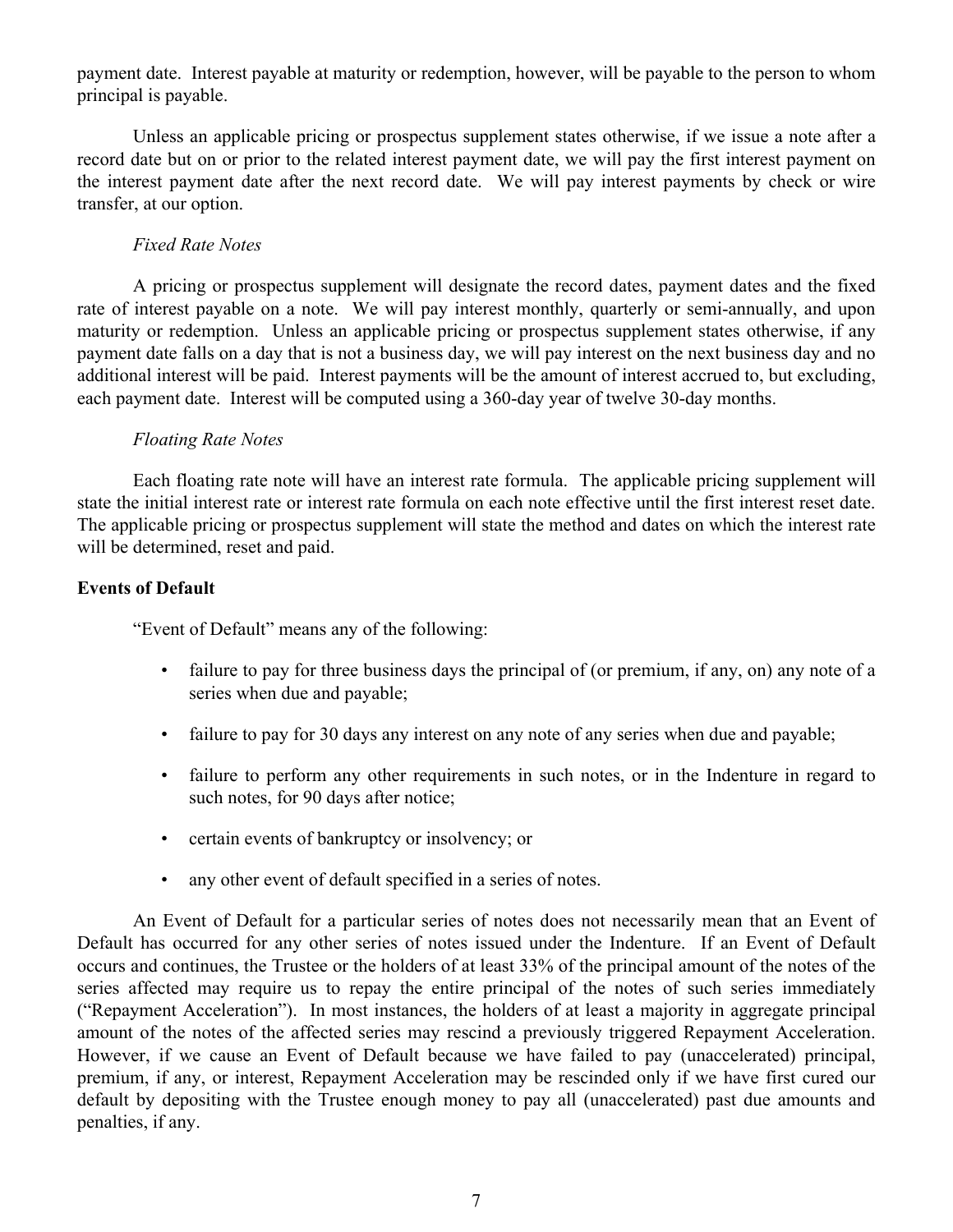payment date. Interest payable at maturity or redemption, however, will be payable to the person to whom principal is payable.

Unless an applicable pricing or prospectus supplement states otherwise, if we issue a note after a record date but on or prior to the related interest payment date, we will pay the first interest payment on the interest payment date after the next record date. We will pay interest payments by check or wire transfer, at our option.

*Fixed Rate Notes*

A pricing or prospectus supplement will designate the record dates, payment dates and the fixed rate of interest payable on a note. We will pay interest monthly, quarterly or semi-annually, and upon maturity or redemption. Unless an applicable pricing or prospectus supplement states otherwise, if any payment date falls on a day that is not a business day, we will pay interest on the next business day and no additional interest will be paid. Interest payments will be the amount of interest accrued to, but excluding, each payment date. Interest will be computed using a 360-day year of twelve 30-day months.

*Floating Rate Notes*

Each floating rate note will have an interest rate formula. The applicable pricing supplement will state the initial interest rate or interest rate formula on each note effective until the first interest reset date. The applicable pricing or prospectus supplement will state the method and dates on which the interest rate will be determined, reset and paid.

**Events of Default**

"Event of Default" means any of the following:

- failure to pay for three business days the principal of (or premium, if any, on) any note of a series when due and payable;
- failure to pay for 30 days any interest on any note of any series when due and payable;
- failure to perform any other requirements in such notes, or in the Indenture in regard to such notes, for 90 days after notice;
- certain events of bankruptcy or insolvency; or
- any other event of default specified in a series of notes.

An Event of Default for a particular series of notes does not necessarily mean that an Event of Default has occurred for any other series of notes issued under the Indenture. If an Event of Default occurs and continues, the Trustee or the holders of at least 33% of the principal amount of the notes of the series affected may require us to repay the entire principal of the notes of such series immediately ("Repayment Acceleration"). In most instances, the holders of at least a majority in aggregate principal amount of the notes of the affected series may rescind a previously triggered Repayment Acceleration. However, if we cause an Event of Default because we have failed to pay (unaccelerated) principal, premium, if any, or interest, Repayment Acceleration may be rescinded only if we have first cured our default by depositing with the Trustee enough money to pay all (unaccelerated) past due amounts and penalties, if any.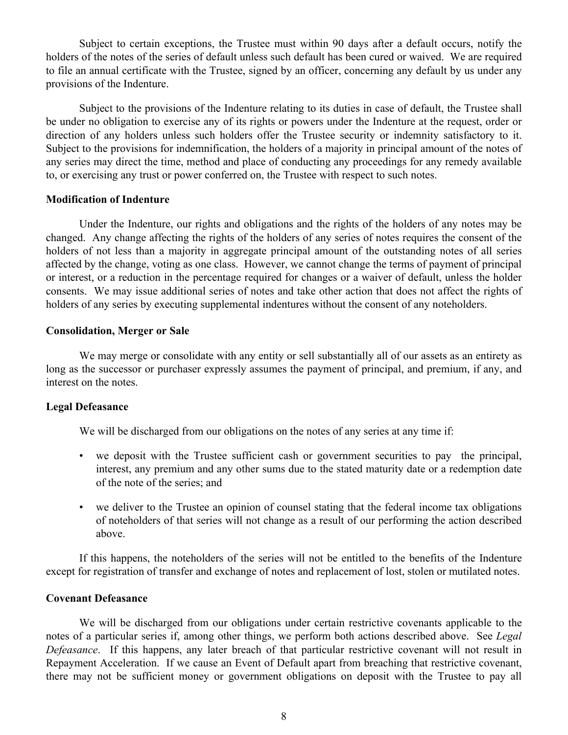Subject to certain exceptions, the Trustee must within 90 days after a default occurs, notify the holders of the notes of the series of default unless such default has been cured or waived. We are required to file an annual certificate with the Trustee, signed by an officer, concerning any default by us under any provisions of the Indenture.

Subject to the provisions of the Indenture relating to its duties in case of default, the Trustee shall be under no obligation to exercise any of its rights or powers under the Indenture at the request, order or direction of any holders unless such holders offer the Trustee security or indemnity satisfactory to it. Subject to the provisions for indemnification, the holders of a majority in principal amount of the notes of any series may direct the time, method and place of conducting any proceedings for any remedy available to, or exercising any trust or power conferred on, the Trustee with respect to such notes.

**Modification of Indenture**

Under the Indenture, our rights and obligations and the rights of the holders of any notes may be changed. Any change affecting the rights of the holders of any series of notes requires the consent of the holders of not less than a majority in aggregate principal amount of the outstanding notes of all series affected by the change, voting as one class. However, we cannot change the terms of payment of principal or interest, or a reduction in the percentage required for changes or a waiver of default, unless the holder consents. We may issue additional series of notes and take other action that does not affect the rights of holders of any series by executing supplemental indentures without the consent of any noteholders.

**Consolidation, Merger or Sale**

We may merge or consolidate with any entity or sell substantially all of our assets as an entirety as long as the successor or purchaser expressly assumes the payment of principal, and premium, if any, and interest on the notes.

**Legal Defeasance**

We will be discharged from our obligations on the notes of any series at any time if:

- we deposit with the Trustee sufficient cash or government securities to pay the principal, interest, any premium and any other sums due to the stated maturity date or a redemption date of the note of the series; and
- we deliver to the Trustee an opinion of counsel stating that the federal income tax obligations of noteholders of that series will not change as a result of our performing the action described above.

If this happens, the noteholders of the series will not be entitled to the benefits of the Indenture except for registration of transfer and exchange of notes and replacement of lost, stolen or mutilated notes.

**Covenant Defeasance**

We will be discharged from our obligations under certain restrictive covenants applicable to the notes of a particular series if, among other things, we perform both actions described above. See *Legal Defeasance*. If this happens, any later breach of that particular restrictive covenant will not result in Repayment Acceleration. If we cause an Event of Default apart from breaching that restrictive covenant, there may not be sufficient money or government obligations on deposit with the Trustee to pay all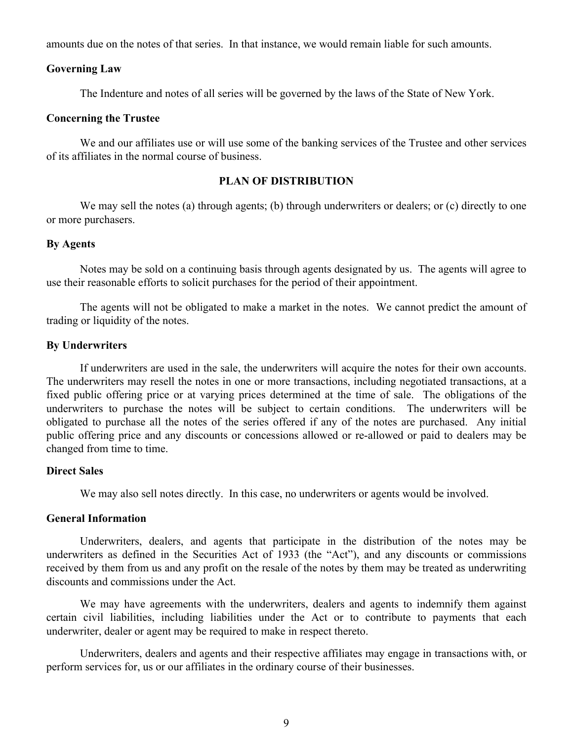amounts due on the notes of that series. In that instance, we would remain liable for such amounts.

### Governing Law

The Indenture and notes of all series will be governed by the laws of the State of New York.

### Concerning the Trustee

We and our affiliates use or will use some of the banking services of the Trustee and other services of its affiliates in the normal course of business.

## PLAN OF DISTRIBUTION

We may sell the notes (a) through agents; (b) through underwriters or dealers; or (c) directly to one or more purchasers.

### By Agents

Notes may be sold on a continuing basis through agents designated by us. The agents will agree to use their reasonable efforts to solicit purchases for the period of their appointment.

The agents will not be obligated to make a market in the notes. We cannot predict the amount of trading or liquidity of the notes.

### By Underwriters

If underwriters are used in the sale, the underwriters will acquire the notes for their own accounts. The underwriters may resell the notes in one or more transactions, including negotiated transactions, at a fixed public offering price or at varying prices determined at the time of sale. The obligations of the underwriters to purchase the notes will be subject to certain conditions. The underwriters will be obligated to purchase all the notes of the series offered if any of the notes are purchased. Any initial public offering price and any discounts or concessions allowed or re-allowed or paid to dealers may be changed from time to time.

### Direct Sales

We may also sell notes directly. In this case, no underwriters or agents would be involved.

### General Information

Underwriters, dealers, and agents that participate in the distribution of the notes may be underwriters as defined in the Securities Act of 1933 (the "Act"), and any discounts or commissions received by them from us and any profit on the resale of the notes by them may be treated as underwriting discounts and commissions under the Act.

We may have agreements with the underwriters, dealers and agents to indemnify them against certain civil liabilities, including liabilities under the Act or to contribute to payments that each underwriter, dealer or agent may be required to make in respect thereto.

Underwriters, dealers and agents and their respective affiliates may engage in transactions with, or perform services for, us or our affiliates in the ordinary course of their businesses.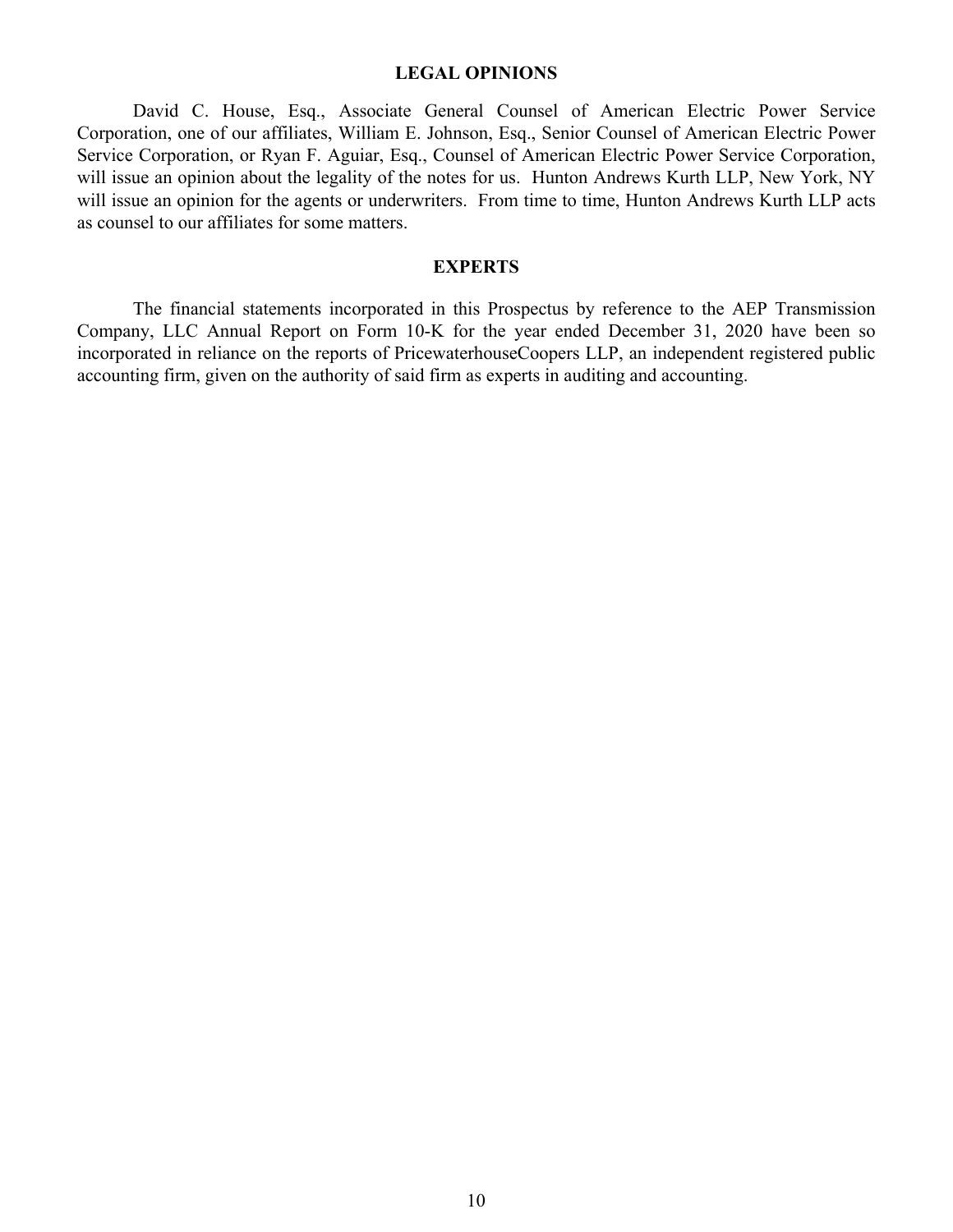## LEGAL OPINIONS

David C. House, Esq., Associate General Counsel of American Electric Power Service Corporation, one of our affiliates, William E. Johnson, Esq., Senior Counsel of American Electric Power Service Corporation, or Ryan F. Aguiar, Esq., Counsel of American Electric Power Service Corporation, will issue an opinion about the legality of the notes for us. Hunton Andrews Kurth LLP, New York, NY will issue an opinion for the agents or underwriters. From time to time, Hunton Andrews Kurth LLP acts as counsel to our affiliates for some matters.

## EXPERTS

The financial statements incorporated in this Prospectus by reference to the AEP Transmission Company, LLC Annual Report on Form 10-K for the year ended December 31, 2020 have been so incorporated in reliance on the reports of PricewaterhouseCoopers LLP, an independent registered public accounting firm, given on the authority of said firm as experts in auditing and accounting.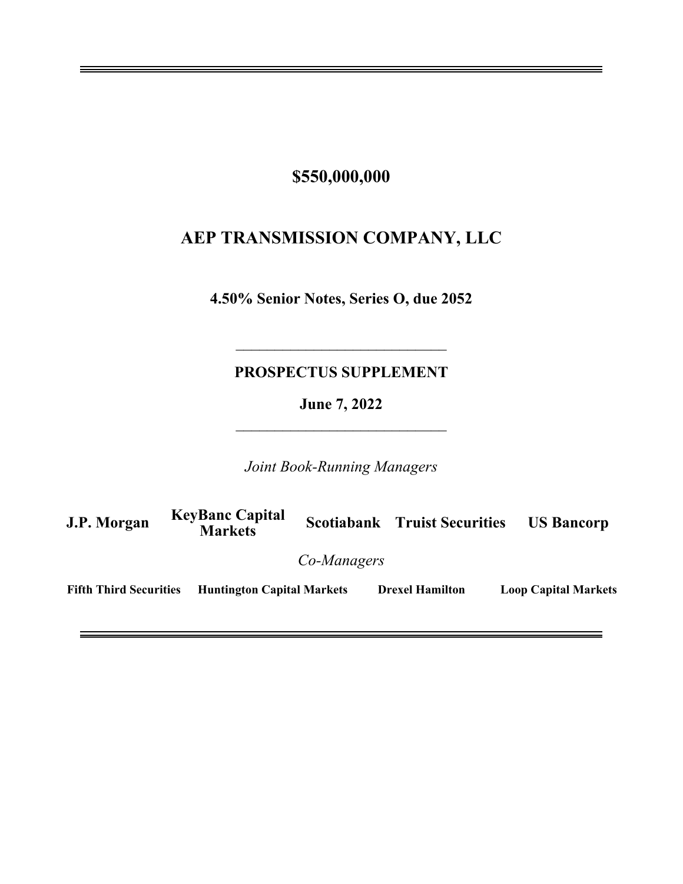# $550,000,000

## AEP TRANSMISSION COMPANY, LLC

**4.50% Senior Notes, Series O, due 2052**

---

**PROSPECTUS SUPPLEMENT**

**June 7, 2022**

---

*Joint Book-Running Managers*

**J.P. Morgan** **KeyBanc Capital Markets** **Scotiabank** **Truist Securities** **US Bancorp**

*Co-Managers*

**Fifth Third Securities** **Huntington Capital Markets** **Drexel Hamilton** **Loop Capital Markets**